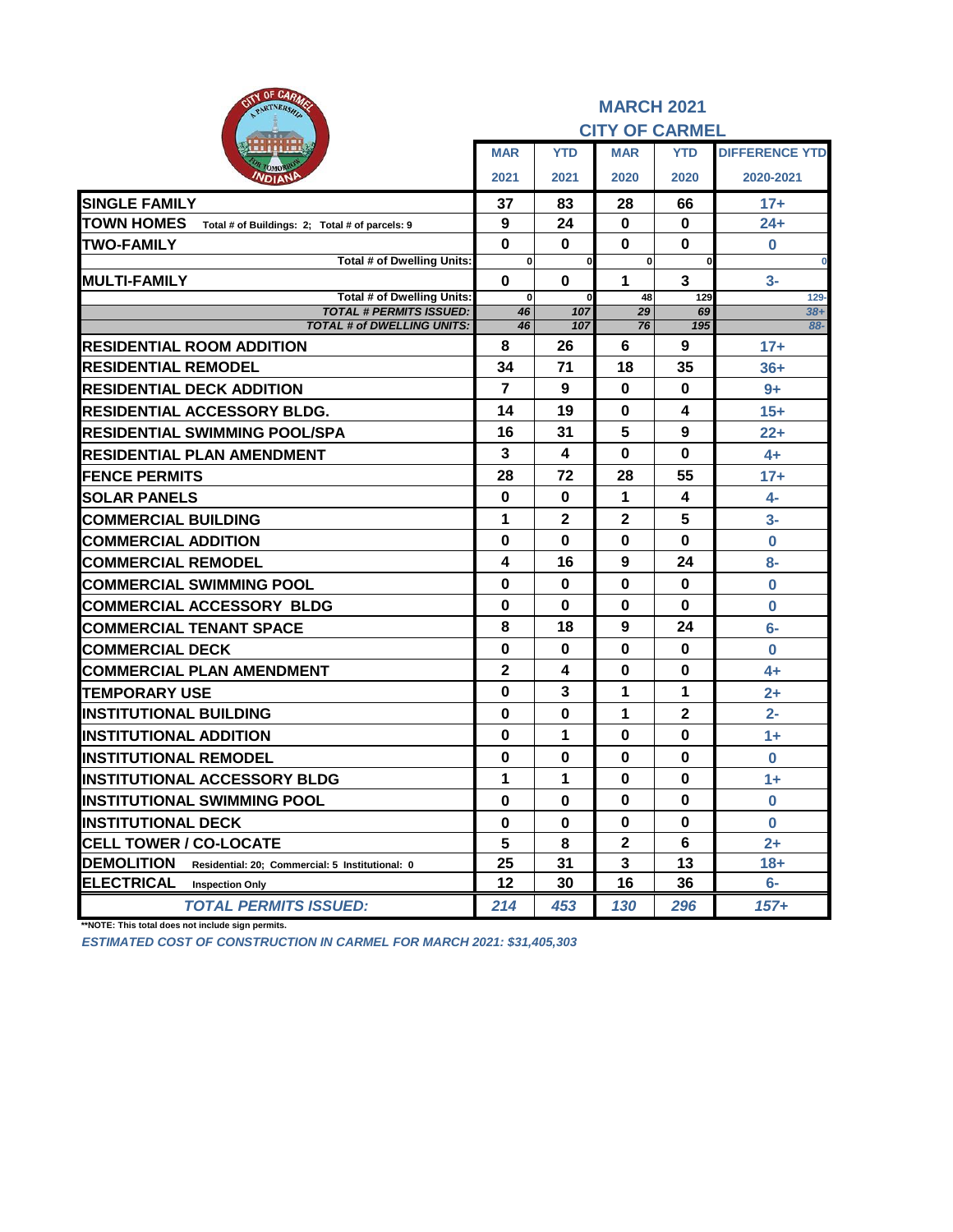## MARCH 2021

## CITY OF CARMEL

| | MAR 2021 | YTD 2021 | MAR 2020 | YTD 2020 | DIFFERENCE YTD 2020-2021 |
|---|---|---|---|---|---|
| **SINGLE FAMILY** | 37 | 83 | 28 | 66 | 17+ |
| **TOWN HOMES** Total # of Buildings: 2; Total # of parcels: 9 | 9 | 24 | 0 | 0 | 24+ |
| **TWO-FAMILY** | 0 | 0 | 0 | 0 | 0 |
| Total # of Dwelling Units: | 0 | 0 | 0 | 0 | 0 |
| **MULTI-FAMILY** | 0 | 0 | 1 | 3 | 3- |
| Total # of Dwelling Units: | 0 | 0 | 48 | 129 | 129- |
| *TOTAL # PERMITS ISSUED:* | *46* | *107* | *29* | *69* | *38+* |
| *TOTAL # of DWELLING UNITS:* | *46* | *107* | *76* | *195* | *88-* |
| **RESIDENTIAL ROOM ADDITION** | 8 | 26 | 6 | 9 | 17+ |
| **RESIDENTIAL REMODEL** | 34 | 71 | 18 | 35 | 36+ |
| **RESIDENTIAL DECK ADDITION** | 7 | 9 | 0 | 0 | 9+ |
| **RESIDENTIAL ACCESSORY BLDG.** | 14 | 19 | 0 | 4 | 15+ |
| **RESIDENTIAL SWIMMING POOL/SPA** | 16 | 31 | 5 | 9 | 22+ |
| **RESIDENTIAL PLAN AMENDMENT** | 3 | 4 | 0 | 0 | 4+ |
| **FENCE PERMITS** | 28 | 72 | 28 | 55 | 17+ |
| **SOLAR PANELS** | 0 | 0 | 1 | 4 | 4- |
| **COMMERCIAL BUILDING** | 1 | 2 | 2 | 5 | 3- |
| **COMMERCIAL ADDITION** | 0 | 0 | 0 | 0 | 0 |
| **COMMERCIAL REMODEL** | 4 | 16 | 9 | 24 | 8- |
| **COMMERCIAL SWIMMING POOL** | 0 | 0 | 0 | 0 | 0 |
| **COMMERCIAL ACCESSORY BLDG** | 0 | 0 | 0 | 0 | 0 |
| **COMMERCIAL TENANT SPACE** | 8 | 18 | 9 | 24 | 6- |
| **COMMERCIAL DECK** | 0 | 0 | 0 | 0 | 0 |
| **COMMERCIAL PLAN AMENDMENT** | 2 | 4 | 0 | 0 | 4+ |
| **TEMPORARY USE** | 0 | 3 | 1 | 1 | 2+ |
| **INSTITUTIONAL BUILDING** | 0 | 0 | 1 | 2 | 2- |
| **INSTITUTIONAL ADDITION** | 0 | 1 | 0 | 0 | 1+ |
| **INSTITUTIONAL REMODEL** | 0 | 0 | 0 | 0 | 0 |
| **INSTITUTIONAL ACCESSORY BLDG** | 1 | 1 | 0 | 0 | 1+ |
| **INSTITUTIONAL SWIMMING POOL** | 0 | 0 | 0 | 0 | 0 |
| **INSTITUTIONAL DECK** | 0 | 0 | 0 | 0 | 0 |
| **CELL TOWER / CO-LOCATE** | 5 | 8 | 2 | 6 | 2+ |
| **DEMOLITION** Residential: 20; Commercial: 5 Institutional: 0 | 25 | 31 | 3 | 13 | 18+ |
| **ELECTRICAL** Inspection Only | 12 | 30 | 16 | 36 | 6- |
| *TOTAL PERMITS ISSUED:* | *214* | *453* | *130* | *296* | *157+* |

**NOTE: This total does not include sign permits.

*ESTIMATED COST OF CONSTRUCTION IN CARMEL FOR MARCH 2021: $31,405,303*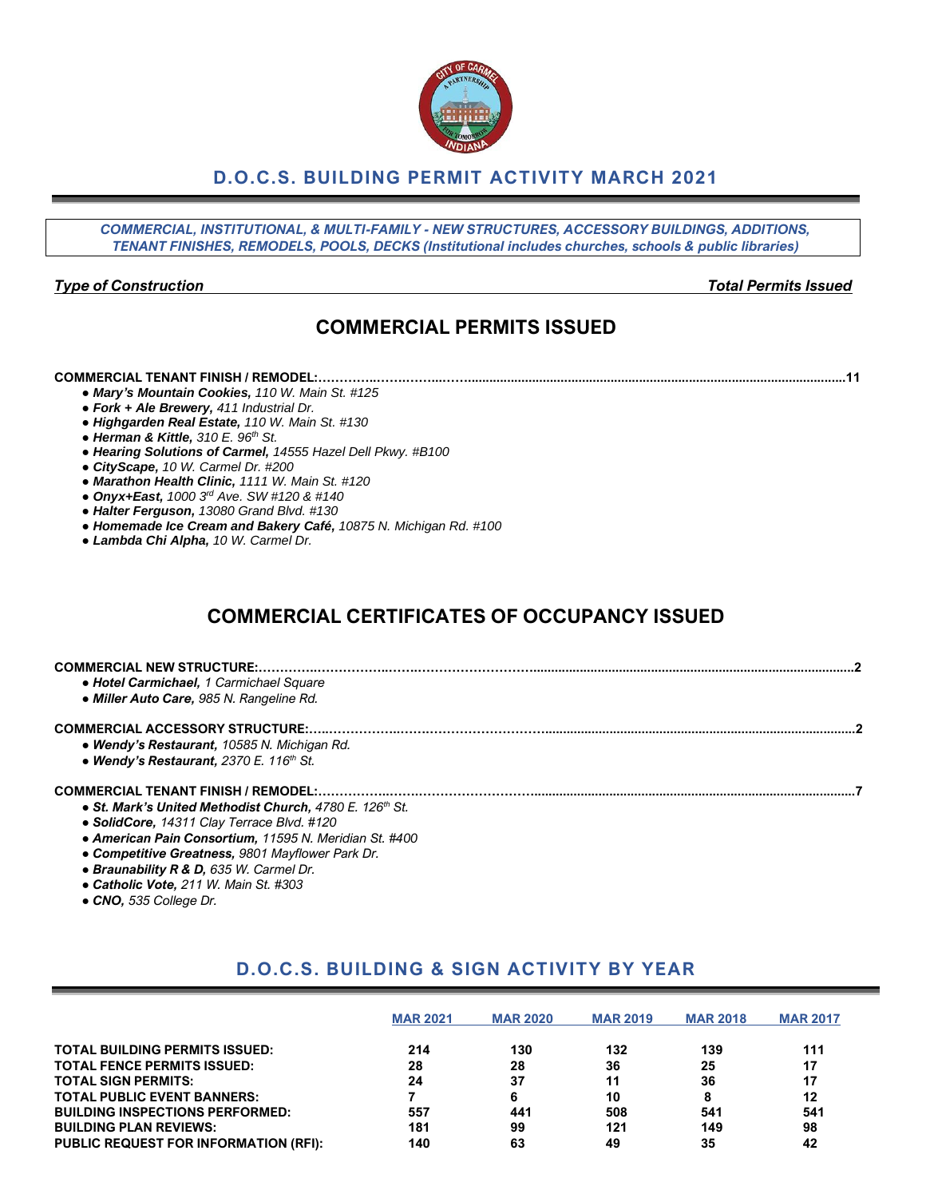# D.O.C.S. BUILDING PERMIT ACTIVITY MARCH 2021

*COMMERCIAL, INSTITUTIONAL, & MULTI-FAMILY - NEW STRUCTURES, ACCESSORY BUILDINGS, ADDITIONS, TENANT FINISHES, REMODELS, POOLS, DECKS (Institutional includes churches, schools & public libraries)*

***Type of Construction*** — ***Total Permits Issued***

## COMMERCIAL PERMITS ISSUED

**COMMERCIAL TENANT FINISH / REMODEL:** ..........11

- ***Mary's Mountain Cookies,*** *110 W. Main St. #125*
- ***Fork + Ale Brewery,*** *411 Industrial Dr.*
- ***Highgarden Real Estate,*** *110 W. Main St. #130*
- ***Herman & Kittle,*** *310 E. 96th St.*
- ***Hearing Solutions of Carmel,*** *14555 Hazel Dell Pkwy. #B100*
- ***CityScape,*** *10 W. Carmel Dr. #200*
- ***Marathon Health Clinic,*** *1111 W. Main St. #120*
- ***Onyx+East,*** *1000 3rd Ave. SW #120 & #140*
- ***Halter Ferguson,*** *13080 Grand Blvd. #130*
- ***Homemade Ice Cream and Bakery Café,*** *10875 N. Michigan Rd. #100*
- ***Lambda Chi Alpha,*** *10 W. Carmel Dr.*

## COMMERCIAL CERTIFICATES OF OCCUPANCY ISSUED

**COMMERCIAL NEW STRUCTURE:** ..........2

- ***Hotel Carmichael,*** *1 Carmichael Square*
- ***Miller Auto Care,*** *985 N. Rangeline Rd.*

**COMMERCIAL ACCESSORY STRUCTURE:** ..........2

- ***Wendy's Restaurant,*** *10585 N. Michigan Rd.*
- ***Wendy's Restaurant,*** *2370 E. 116th St.*

**COMMERCIAL TENANT FINISH / REMODEL:** ..........7

- ***St. Mark's United Methodist Church,*** *4780 E. 126th St.*
- ***SolidCore,*** *14311 Clay Terrace Blvd. #120*
- ***American Pain Consortium,*** *11595 N. Meridian St. #400*
- ***Competitive Greatness,*** *9801 Mayflower Park Dr.*
- ***Braunability R & D,*** *635 W. Carmel Dr.*
- ***Catholic Vote,*** *211 W. Main St. #303*
- ***CNO,*** *535 College Dr.*

## D.O.C.S. BUILDING & SIGN ACTIVITY BY YEAR

| | MAR 2021 | MAR 2020 | MAR 2019 | MAR 2018 | MAR 2017 |
|---|---|---|---|---|---|
| **TOTAL BUILDING PERMITS ISSUED:** | 214 | 130 | 132 | 139 | 111 |
| **TOTAL FENCE PERMITS ISSUED:** | 28 | 28 | 36 | 25 | 17 |
| **TOTAL SIGN PERMITS:** | 24 | 37 | 11 | 36 | 17 |
| **TOTAL PUBLIC EVENT BANNERS:** | 7 | 6 | 10 | 8 | 12 |
| **BUILDING INSPECTIONS PERFORMED:** | 557 | 441 | 508 | 541 | 541 |
| **BUILDING PLAN REVIEWS:** | 181 | 99 | 121 | 149 | 98 |
| **PUBLIC REQUEST FOR INFORMATION (RFI):** | 140 | 63 | 49 | 35 | 42 |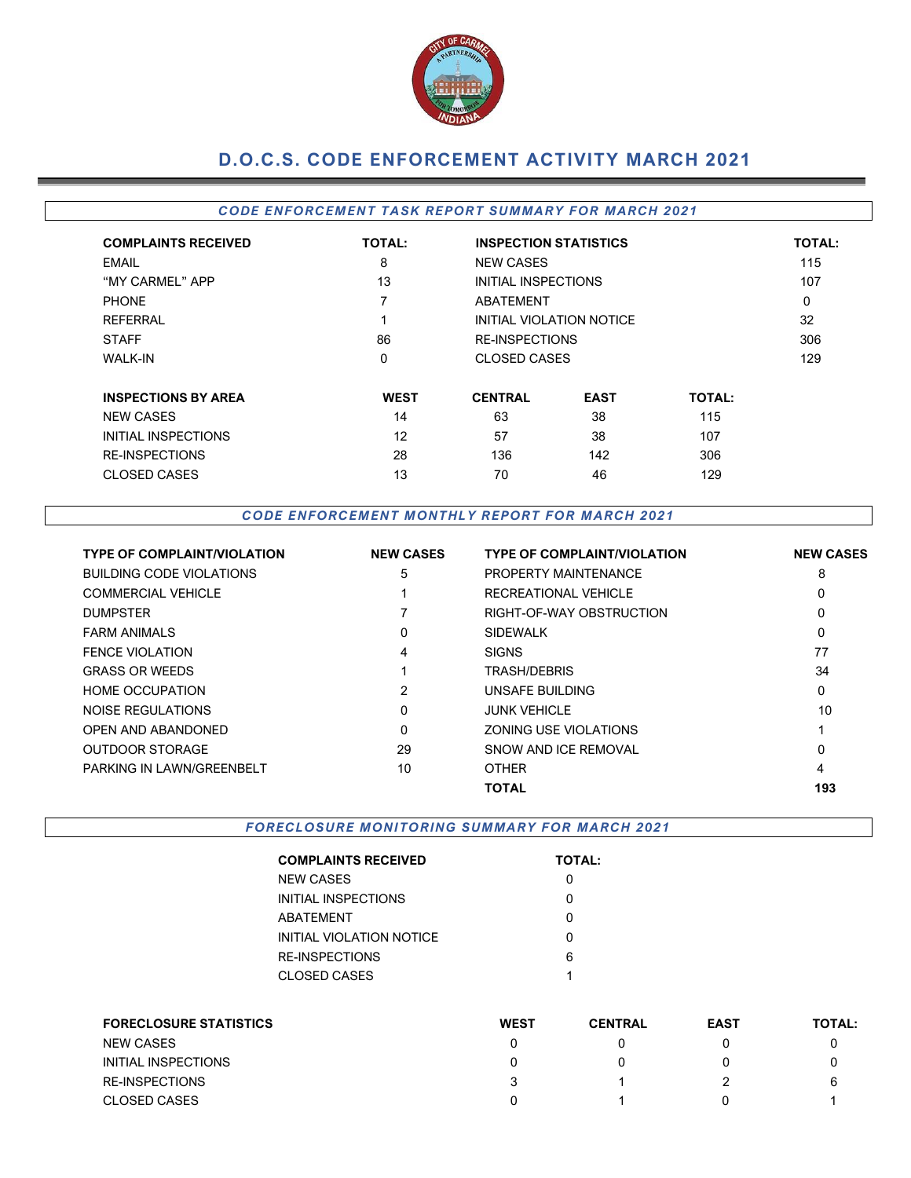# D.O.C.S. CODE ENFORCEMENT ACTIVITY MARCH 2021

## *CODE ENFORCEMENT TASK REPORT SUMMARY FOR MARCH 2021*

| COMPLAINTS RECEIVED | TOTAL: | INSPECTION STATISTICS | TOTAL: |
|---|---|---|---|
| EMAIL | 8 | NEW CASES | 115 |
| "MY CARMEL" APP | 13 | INITIAL INSPECTIONS | 107 |
| PHONE | 7 | ABATEMENT | 0 |
| REFERRAL | 1 | INITIAL VIOLATION NOTICE | 32 |
| STAFF | 86 | RE-INSPECTIONS | 306 |
| WALK-IN | 0 | CLOSED CASES | 129 |

| INSPECTIONS BY AREA | WEST | CENTRAL | EAST | TOTAL: |
|---|---|---|---|---|
| NEW CASES | 14 | 63 | 38 | 115 |
| INITIAL INSPECTIONS | 12 | 57 | 38 | 107 |
| RE-INSPECTIONS | 28 | 136 | 142 | 306 |
| CLOSED CASES | 13 | 70 | 46 | 129 |

## *CODE ENFORCEMENT MONTHLY REPORT FOR MARCH 2021*

| TYPE OF COMPLAINT/VIOLATION | NEW CASES | TYPE OF COMPLAINT/VIOLATION | NEW CASES |
|---|---|---|---|
| BUILDING CODE VIOLATIONS | 5 | PROPERTY MAINTENANCE | 8 |
| COMMERCIAL VEHICLE | 1 | RECREATIONAL VEHICLE | 0 |
| DUMPSTER | 7 | RIGHT-OF-WAY OBSTRUCTION | 0 |
| FARM ANIMALS | 0 | SIDEWALK | 0 |
| FENCE VIOLATION | 4 | SIGNS | 77 |
| GRASS OR WEEDS | 1 | TRASH/DEBRIS | 34 |
| HOME OCCUPATION | 2 | UNSAFE BUILDING | 0 |
| NOISE REGULATIONS | 0 | JUNK VEHICLE | 10 |
| OPEN AND ABANDONED | 0 | ZONING USE VIOLATIONS | 1 |
| OUTDOOR STORAGE | 29 | SNOW AND ICE REMOVAL | 0 |
| PARKING IN LAWN/GREENBELT | 10 | OTHER | 4 |
| | | **TOTAL** | **193** |

## *FORECLOSURE MONITORING SUMMARY FOR MARCH 2021*

| COMPLAINTS RECEIVED | TOTAL: |
|---|---|
| NEW CASES | 0 |
| INITIAL INSPECTIONS | 0 |
| ABATEMENT | 0 |
| INITIAL VIOLATION NOTICE | 0 |
| RE-INSPECTIONS | 6 |
| CLOSED CASES | 1 |

| FORECLOSURE STATISTICS | WEST | CENTRAL | EAST | TOTAL: |
|---|---|---|---|---|
| NEW CASES | 0 | 0 | 0 | 0 |
| INITIAL INSPECTIONS | 0 | 0 | 0 | 0 |
| RE-INSPECTIONS | 3 | 1 | 2 | 6 |
| CLOSED CASES | 0 | 1 | 0 | 1 |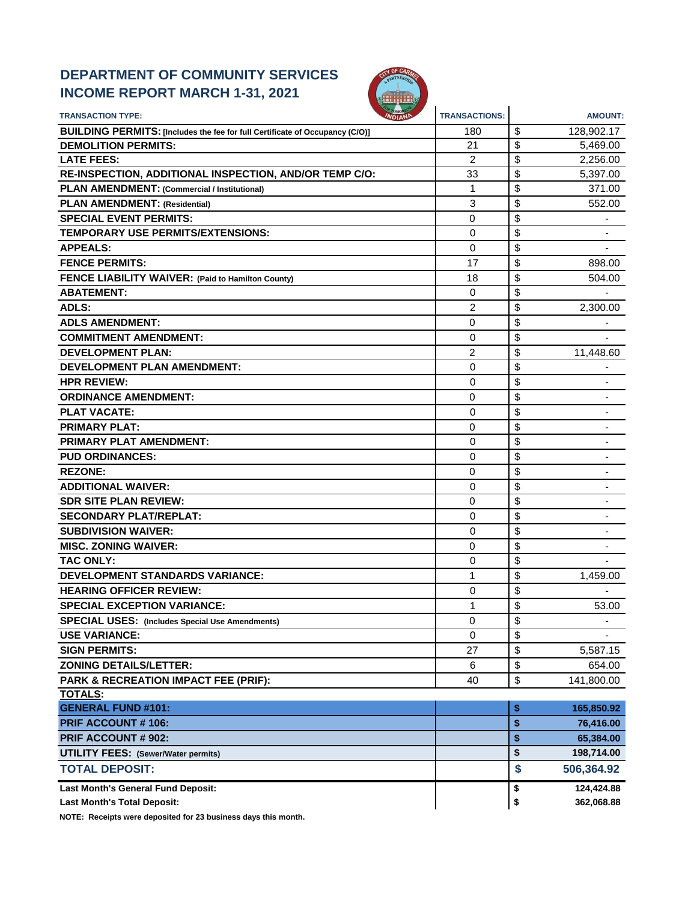# DEPARTMENT OF COMMUNITY SERVICES
# INCOME REPORT MARCH 1-31, 2021

| TRANSACTION TYPE: | TRANSACTIONS: | AMOUNT: |
|---|---|---|
| **BUILDING PERMITS: [Includes the fee for full Certificate of Occupancy (C/O)]** | 180 | $ 128,902.17 |
| **DEMOLITION PERMITS:** | 21 | $ 5,469.00 |
| **LATE FEES:** | 2 | $ 2,256.00 |
| **RE-INSPECTION, ADDITIONAL INSPECTION, AND/OR TEMP C/O:** | 33 | $ 5,397.00 |
| **PLAN AMENDMENT: (Commercial / Institutional)** | 1 | $ 371.00 |
| **PLAN AMENDMENT: (Residential)** | 3 | $ 552.00 |
| **SPECIAL EVENT PERMITS:** | 0 | $ - |
| **TEMPORARY USE PERMITS/EXTENSIONS:** | 0 | $ - |
| **APPEALS:** | 0 | $ - |
| **FENCE PERMITS:** | 17 | $ 898.00 |
| **FENCE LIABILITY WAIVER: (Paid to Hamilton County)** | 18 | $ 504.00 |
| **ABATEMENT:** | 0 | $ - |
| **ADLS:** | 2 | $ 2,300.00 |
| **ADLS AMENDMENT:** | 0 | $ - |
| **COMMITMENT AMENDMENT:** | 0 | $ - |
| **DEVELOPMENT PLAN:** | 2 | $ 11,448.60 |
| **DEVELOPMENT PLAN AMENDMENT:** | 0 | $ - |
| **HPR REVIEW:** | 0 | $ - |
| **ORDINANCE AMENDMENT:** | 0 | $ - |
| **PLAT VACATE:** | 0 | $ - |
| **PRIMARY PLAT:** | 0 | $ - |
| **PRIMARY PLAT AMENDMENT:** | 0 | $ - |
| **PUD ORDINANCES:** | 0 | $ - |
| **REZONE:** | 0 | $ - |
| **ADDITIONAL WAIVER:** | 0 | $ - |
| **SDR SITE PLAN REVIEW:** | 0 | $ - |
| **SECONDARY PLAT/REPLAT:** | 0 | $ - |
| **SUBDIVISION WAIVER:** | 0 | $ - |
| **MISC. ZONING WAIVER:** | 0 | $ - |
| **TAC ONLY:** | 0 | $ - |
| **DEVELOPMENT STANDARDS VARIANCE:** | 1 | $ 1,459.00 |
| **HEARING OFFICER REVIEW:** | 0 | $ - |
| **SPECIAL EXCEPTION VARIANCE:** | 1 | $ 53.00 |
| **SPECIAL USES: (Includes Special Use Amendments)** | 0 | $ - |
| **USE VARIANCE:** | 0 | $ - |
| **SIGN PERMITS:** | 27 | $ 5,587.15 |
| **ZONING DETAILS/LETTER:** | 6 | $ 654.00 |
| **PARK & RECREATION IMPACT FEE (PRIF):** | 40 | $ 141,800.00 |
| **TOTALS:** | | |
| **GENERAL FUND #101:** | | **$ 165,850.92** |
| **PRIF ACCOUNT # 106:** | | **$ 76,416.00** |
| **PRIF ACCOUNT # 902:** | | **$ 65,384.00** |
| **UTILITY FEES: (Sewer/Water permits)** | | **$ 198,714.00** |
| **TOTAL DEPOSIT:** | | **$ 506,364.92** |
| **Last Month's General Fund Deposit:** | | **$ 124,424.88** |
| **Last Month's Total Deposit:** | | **$ 362,068.88** |

**NOTE: Receipts were deposited for 23 business days this month.**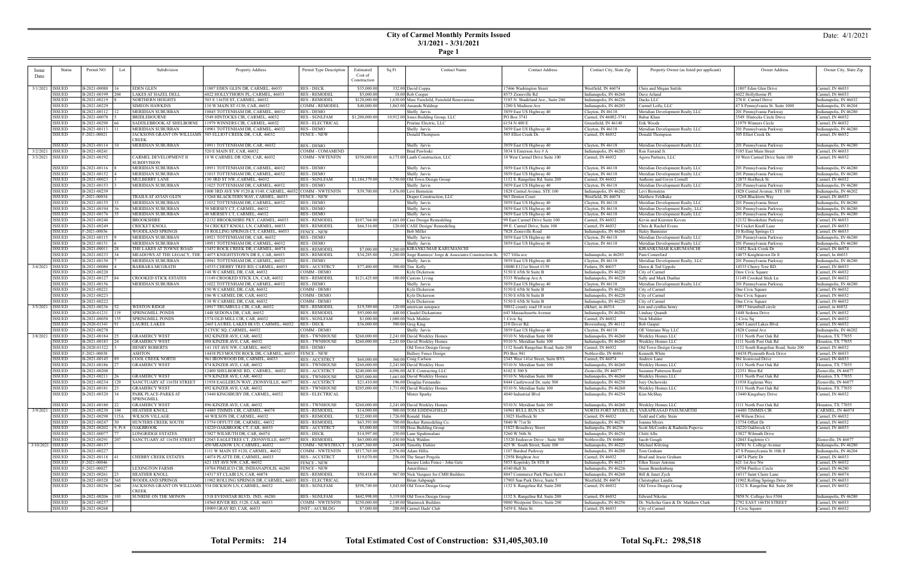# City of Carmel Monthly Permits Issued
## 3/1/2021 - 3/31/2021

Date: 4/1/2021

| Issue Date | Status | Permit NO | Lot | Subdivision | Property Address | Permit Type Description | Estimated Cost of Construction | Sq Ft | Contact Name | Contact Address | Contact City, State Zip | Property Owner (as listed per applicant) | Owner Address | Owner City, State Zip |
|---|---|---|---|---|---|---|---|---|---|---|---|---|---|---|
| 3/1/2021 | ISSUED | B-2021-00088 | 16 | EDEN GLEN | 11807 EDEN GLEN DR, CARMEL, 46033 | RES - DECK | $35,000.00 | 332.00 | David Coppa | 17466 Washington Street | Westfield, IN 46074 | Chris and Megan Suttile | 11807 Eden Glen Drive | Carmel, IN 46033 |
| | ISSUED | B-2021-00199 | 204 | LAKES AT HAZEL DELL | 6022 HOLLYTHORN PL, CARMEL, 46033 | RES - REMODEL | $5,000.00 | 18.00 | Rob Cooper | 8575 Zionsville Rd | Indianapolis, IN 46268 | Dave Arland | 6022 Hollythorne Pl | Carmel, IN 46033 |
| | ISSUED | B-2021-00219 | 8 | NORTHERN HEIGHTS | 503 E 116TH ST, CARMEL, 46032 | RES - REMODEL | $120,000.00 | 1,630.00 | Marc Fairchild, Fairchild Renovations | 3185 N. Shadeland Ave., Suite 200 | Indianapolis, IN 46226 | Ducks LLC | 270 E. Carmel Drive | Indianapolis, IN 46032 |
| | ISSUED | B-2021-00229 | | SIMEON HAWKINS | 110 W MAIN ST #130, CAR, 46032 | COMM - REMODEL | $40,000.00 | 1,863.00 | Amanda Waldrup | 1200 S Madison Ave | Indianapolis, IN 46203 | Carmel Lofts, LLC | 47 S Pennsylvania St. Suite 1000 | Indianapolis, IN 46204 |
| | ISSUED | B-2021-00112 | 12 | MERIDIAN SUBURBAN | 10845 TOTTENHAM DR, CARMEL, 46032 | RES - DEMO | | | Shelly Jarvis | 3859 East US Highway 40 | Clayton, IN 46118 | Meridian Development Realty LLC | 201 Pennsylvania Parkway | Indianapolis, IN 46280 |
| | ISSUED | B-2021-00070 | 5 | BRIDLEBOURNE | 3549 HINTOCKS CIR, CARMEL, 46032 | RES - SGNLFAM | $1,200,000.00 | 10,912.00 | Jones Building Group, LLC | PO Box 3741 | Carmel, IN 46082-3741 | Bubar Khan | 3549 Hintocks Circle Drive | Carmel, IN 46032 |
| | ISSUED | B-2021-00290 | 66 | SADDLEBROOK AT SHELBORNE | 11979 WINNERS CIR, CARMEL, 46032 | RES - ELECTRICAL | | | Pristine Electric, LLC | 6154 N 400 E | Greenfield, IN 46140 | Erik Woods | 11979 Winners Circle | Carmel, IN 46032 |
| | ISSUED | B-2021-00113 | 11 | MERIDIAN SUBURBAN | 10901 TOTTENHAM DR, CARMEL, 46032 | RES - DEMO | | | Shelly Jarvis | 3859 East US Highway 40 | Clayton, IN 46118 | Meridian Development Realty LLC | 201 Pennsylvania Parkway | Indianapolis, IN 46280 |
| | ISSUED | F-2021-00021 | | JACKSONS GRANT ON WILLIAMS CREEK | 505 ELLIOT CREEK DR, CARMEL, 46032 | FENCE - NEW | | | Donald Thompson | 505 Elliot Creek Dr. | Carmel, IN 46032 | Donald Thompson | 505 Elliot Creek Dr. | Carmel, IN 46032 |
| | ISSUED | B-2021-00114 | 10 | MERIDIAN SUBURBAN | 10911 TOTTENHAM DR, CAR, 46032 | RES - DEMO | | | Shelly Jarvis | 3859 East US Highway 40 | Clayton, IN 46118 | Meridian Development Realty LLC | 201 Pennsylvania Parkway | Indianapolis, IN 46280 |
| 3/2/2021 | ISSUED | B-2021-00241 | | | 520 E MAIN ST, CAR, 46032 | COMM - COMAMEND | | | Brad Pawloski | 3834 S Emerson Ave # A | Indianapolis, IN 46203 | Ron Farrand Jr. | 5185 East Main Street | Carmel, IN 46033 |
| 3/3/2021 | ISSUED | B-2021-00192 | | CARMEL DEVELOPMENT II SUBDIVISION | 10 W CARMEL DR #200, CAR, 46032 | COMM - NWTENFIN | $350,000.00 | 6,173.00 | Lauth Construction, LLC | 10 West Carmel Drive Suite 100 | Carmel, IN 46032 | Agora Partners, LLC | 10 West Carmel Drive Suite 100 | Carmel, IN 46032 |
| | ISSUED | B-2021-00116 | 8 | MERIDIAN SUBURBAN | 10931 TOTTENHAM DR, CARMEL, 46032 | RES - DEMO | | | Shelly Jarvis | 3859 East US Highway 40 | Clayton, IN 46118 | Meridian Development Realty LLC | 201 Pennsylvania Parkway | Indianapolis, IN 46280 |
| | ISSUED | B-2021-00152 | 4 | MERIDIAN SUBURBAN | 11015 TOTTENHAM DR, CARMEL, 46032 | RES - DEMO | | | Shelly Jarvis | 3859 East US Highway 40 | Clayton, IN 46118 | Meridian Development Realty LLC | 201 Pennsylvania Parkway | Indianapolis, IN 46280 |
| | ISSUED | B-2021-00023 | 3 | MULBERRY LANE | 130 3RD ST NW, CARMEL, 46032 | RES - SGNLFAM | $1,184,379.00 | 5,750.00 | Old Town Design Group | 1132 S. Rangeline Rd. Suite 200 | Carmel, IN 46032 | Anthony and Gwyn Cornell | 12875 Horlbeck St. | Carmel, IN 46032 |
| | ISSUED | B-2021-00153 | 3 | MERIDIAN SUBURBAN | 11025 TOTTENHAM DR, CARMEL, 46032 | RES - DEMO | | | Shelly Jarvis | 3859 East US Highway 40 | Clayton, IN 46118 | Meridian Development Realty LLC | 201 Pennsylvania Parkway | Indianapolis, IN 46280 |
| | ISSUED | B-2021-00239 | | | 1000 3RD AVE SW #120 & #140, CARMEL, 46032 | COMM - NWTENFIN | $39,700.00 | 3,476.00 | Levi Bernstein | 1828 Central Avenue, STE 100 | Indianapolis, IN 46202 | Levi Bernstein | 1828 Central Avenue, STE 100 | Indianapolis, IN 46202 |
| | ISSUED | F-2021-00034 | | TRAILS AT AVIAN GLEN | 13268 BLACKTERN WAY, CARMEL, 46033 | FENCE - NEW | | | Draper Construction, LLC | 963 Denton Court | Westfield, IN 46074 | Matthew Feldhake | 13268 Blacktern Way | Carmel, IN 46033 |
| | ISSUED | B-2021-00155 | 33 | MERIDIAN SUBURBAN | 11032 TOTTENHAM DR, CARMEL, 46032 | RES - DEMO | | | Shelly Jarvis | 3859 East US Highway 40 | Clayton, IN 46118 | Meridian Development Realty LLC | 201 Pennsylvania Street | Indianapolis, IN 46280 |
| | ISSUED | B-2021-00194 | 36 | MERIDIAN SUBURBAN | 50 MERSEY CT, CARMEL, 46032 | RES - DEMO | | | Shelly Jarvis | 3859 East US Highway 40 | Clayton, IN 46118 | Meridian Development Realty, LLC | 201 Pennsylvania Parkway | Indianapolis, IN 46280 |
| | ISSUED | B-2021-00176 | 35 | MERIDIAN SUBURBAN | 40 MERSEY CT, CARMEL, 46032 | RES - DEMO | | | Shelly Jarvis | 3859 East US Highway 40 | Clayton, IN 46118 | Meridian Development Realty LLC | 201 Pennsylvania Parkway | Indianapolis, IN 46280 |
| | ISSUED | B-2021-00240 | | BROOKSHIRE | 12132 BROOKSHIRE PKY, CARMEL, 46033 | RES - REMODEL | $107,764.00 | 1,661.00 | Case Design Remodeling | 99 East Carmel Drive Suite 100 | Carmel, IN 46032 | Kevin and Kiersten Koven | 12132 Brookshire Parkway | Carmel, IN 46033 |
| | ISSUED | B-2021-00249 | | CRICKET KNOLL | 54 CRICKET KNOLL LN, CARMEL, 46033 | RES - REMODEL | $66,516.00 | 120.00 | CASE Design/ Remodeling | 99 E. Carmel Drive, Suite 100 | Carmel, IN 46032 | Chris & Rachel Evens | 54 Cricket Knoll Lane | Carmel, IN 46033 |
| | ISSUED | F-2021-00036 | | WOODLAND SPRINGS | 10 ROLLING SPRINGS CT, CARMEL, 46033 | FENCE - NEW | | | Bob Miller | 7828 Zionsville Road | Indianapolis, IN 46268 | Haley Bannister | 10 Rolling Springs Ct | Carmel, IN 46033 |
| | ISSUED | B-2021-00115 | 9 | MERIDIAN SUBURBAN | 10921 TOTTENHAM DR, CAR, 46032 | RES - DEMO | | | Shelly Jarvis | 3859 East US Highway 40 | Clayton, IN 46118 | Meridian Development Realty LLC | 201 Pennsylvania Parkway | Indianapolis, IN 46280 |
| | ISSUED | B-2021-00151 | 6 | MERIDIAN SUBURBAN | 10951 TOTTENHAM DR, CARMEL, 46032 | RES - DEMO | | | Shelly Jarvis | 3859 East US Highway 40 | Clayton, IN 46118 | Meridian Development Realty LLC | 201 Pennsylvania Parkway | Indianapolis, IN 46280 |
| | ISSUED | B-2021-00011 | 28 | THE LAKES AT TOWNE ROAD | 13452 ROCK CREEK DR, CARMEL, 46074 | RES - REMODEL | $7,000.00 | 1,200.00 | KIRANKUMAR KARUMANCHI | | | KIRANKUMAR KARUMANCHI | 13452 Rock Creek Dr | Carmel, IN 46074 |
| | ISSUED | B-2021-00233 | 34 | MEADOWS AT THE LEGACY, THE | 14075 KNIGHTSTOWN DR E, CAR, 46033 | RES - REMODEL | $34,285.00 | 1,200.00 | Jorge Ramirez/ Jorge & Associates Construction llc | 927 Villa ave | Indianapolis, in 46203 | Pam Comerford | 14075 Knightstown Dr E | Carmel, In 46033 |
| | ISSUED | B-2021-00150 | 7 | MERIDIAN SUBURBAN | 10941 TOTTENHAM DR, CARMEL, 46032 | RES - DEMO | | | Shelly Jarvis | 3859 East US Highway 40 | Clayton, IN 46118 | Meridian Development Realty, LLC | 201 Pennsylvania Parkway | Indianapolis, IN 46280 |
| 3/4/2021 | ISSUED | B-2021-00080 | 4 | BARBARA MCGRATH | 14535 CHERRY TREE RD, CARMEL, 46033 | RES - ACCSTRCT | $77,400.00 | 300.00 | Tim Kelly | 10080 E121st Street #139 | Fishers, IN 46037 | Dawn & Ted Uppole | 14535 Cherry Tree RD. | Carmel, IN 46033 |
| | ISSUED | B-2021-00220 | | | 148 W CARMEL DR, CAR, 46032 | COMM - DEMO | | | Kyle Dickerson | 5150 E 65th St Suite B | Indianapolis, IN 46220 | City of Carmel | Onw Civic Square | Carmel, IN 46032 |
| | ISSUED | B-2021-00127 | 84 | CROOKED STICK ESTATES | 11149 CROOKED STICK LN, CAR, 46032 | RES - REMODEL | $121,425.00 | 100.00 | Custom Living | 5335 Winthrop Ave A | Indianapolis, IN 46220 | Sally and Mark Dunbar | 11149 Crooked Stick Ln | Carmel, IN 46032 |
| | ISSUED | B-2021-00156 | | MERIDIAN SUBURBAN | 11022 TOTTENHAM DR, CARMEL, 46032 | RES - DEMO | | | Shelly Jarvis | 3859 East US Highway 40 | Clayton, IN 46118 | Meridian Development Realty LLC | 201 Pennsylvania Parkway | Indianapolis, IN 46280 |
| | ISSUED | B-2021-00221 | | | 150 W CARMEL DR, CAR, 46032 | COMM - DEMO | | | Kyle Dickerson | 5150 E 65th St Suite B | Indianapolis, IN 46220 | City of Carmel | One Civic Square | Carmel, IN 46032 |
| | ISSUED | B-2021-00223 | | | 106 W CARMEL DR, CAR, 46032 | COMM - DEMO | | | Kyle Dickerson | 5150 E 65th St Suite B | Indianapolis, IN 46220 | City of Carmel | One Civic Square | Carmel, IN 46032 |
| | ISSUED | B-2021-00222 | | | 138 W CARMEL DR, CAR, 46032 | COMM - DEMO | | | Kyle Dickerson | 5150 E 65th St Suite B | Indianapolis, IN 46220 | City of Carmel | One Civic Square | Carmel, IN 46032 |
| 3/5/2021 | ISSUED | B-2021-00236 | 52 | WESTON RIDGE | 10917 TRUMBULL CIR, CAR, 46032 | RES - REMODEL | $19,589.00 | 120.00 | american sunspace | 30012 county road 10 west | elkhart, in 46514 | ken and cynthia henry | 10917 trrumbull circle | carmel, in 46032 |
| | ISSUED | B-2020-01231 | 119 | SPRINGMILL PONDS | 1448 SEDONA DR, CAR, 46032 | RES - REMODEL | $93,000.00 | 448.00 | Claudel Dickantone | 643 Massachusetts Avenue | Indianapolis, IN 46204 | Lindsay Quandt | 1448 Sedona Drive | Carmel, IN 46032 |
| | ISSUED | B-2021-00050 | 155 | SPRINGMILL PONDS | 1574 OLD MILL CIR, CAR, 46032 | RES - SGNLFAM | $1,000.00 | 1,000.00 | Nick Mishler | 1 Civic Sq | Carmel, IN 46032 | Nick Mishler | 1 Civic Sq | Carmel, IN 46032 |
| | ISSUED | B-2020-01341 | 91 | LAUREL LAKES | 2465 LAUREL LAKES BLVD, CARMEL, 46032 | RES - DECK | $36,000.00 | 500.00 | Greg King | 210 Dover Rd. | Brownsburg, IN 46112 | Bob Gasper | 2465 Laurel Lakes Blvd. | Carmel, IN 46032 |
| | ISSUED | B-2020-00278 | | | 2 CIVIC SQ, CARMEL, 46032 | COMM - DEMO | | | Shelly Jarvis | 3859 East US Highway 40 | Clayton, IN 46118 | OE Veterans Way LLC | 1828 Central Ave | Indianapolis, IN 46202 |
| 3/8/2021 | ISSUED | B-2021-00184 | 25 | GRAMERCY WEST | 882 KINZER AVE, CAR, 46032 | RES - TWNHOUSE | $260,000.00 | 2,241.00 | David Weekley Homes | 9310 N. Meridian Suite 100 | Indianapolis, IN 46260 | Weekley Homes LLC | 1111 North Post Oak Rd | Houston, TX 77055 |
| | ISSUED | B-2021-00183 | 24 | GRAMERCY WEST | 888 KINZER AVE, CAR, 46032 | RES - TWNHOUSE | $260,000.00 | 2,241.00 | David Weekley Homes | 9310 N. Meridian Suite 100 | Indianapolis, IN 46260 | Weekley Homes LLC | 1111 North Post Oak Rd | Houston, TX 77055 |
| | ISSUED | B-2020-01322 | 3 | HENRY ROBERTS | 141 1ST AVE NW, CARMEL, 46032 | RES - DEMO | | | Old Town Design Group | 1132 South Rangeline Road, Suite 200 | Carmel, IN 46032 | Old Town Design Group | 1132 South Rangeline Road, Suite 200 | Carmel, IN 46032 |
| | ISSUED | F-2021-00038 | | ASHTON | 14438 PLYMOUTH ROCK DR, CARMEL, 46033 | FENCE - NEW | | | Bullseye Fence Design | PO Box 941 | Noblesville, IN 46061 | Kenneth White | 14438 Plymouth Rock Drive | Carmel, IN 46033 |
| | ISSUED | B-2021-00145 | 89 | COOL CREEK NORTH | 961 IRONWOOD DR, CARMEL, 46033 | RES - ACCSTRCT | $60,000.00 | 360.00 | Craig Carlson | 2345 West 141st Street, Suite BYL | Carmel, IN 46074 | Andrew Lane | 961 Ironwood Drive | Carmel, IN 46033 |
| | ISSUED | B-2021-00186 | 27 | GRAMERCY WEST | 874 KINZER AVE, CAR, 46032 | RES - TWNHOUSE | $260,000.00 | 2,241.00 | David Weekley Hores | 9310 N. Meridian Suite 100 | Indianapolis, IN 46260 | Weekley Homes LLC | 1111 North Post Oak Rd | Houston, TX 77055 |
| | ISSUED | B-2021-00200 | | | 12400 SHELBORNE RD, CARMEL, 46032 | RES - ACCSTRCT | $240,000.00 | 4,096.00 | ACE Contracting LLC | 8102 E 300 S | Zionsville, IN 46077 | Suzanne Patterson Reed | 12351 West Rd | Zionsville, IN 46077 |
| | ISSUED | B-2021-00211 | 26 | GRAMERCY WEST | 878 KINZER AVE, CAR, 46032 | RES - TWNHOUSE | $205,000.00 | 1,661.00 | David Weekley Homes | 9310 N. Meridian Suite 100 | Indianapolis, IN 46260 | Weekley Homes LLC | 1111 North Post Oak Rd | Houston, TX 77055 |
| | ISSUED | B-2021-00234 | 129 | SANCTUARY AT 116TH STREET | 11938 EAGLERUN WAY, ZIONSVILLE, 46077 | RES - ACCSTRCT | $21,410.00 | 196.00 | Douglas Fernandes | 8444 Castlewood Dr, suite 500 | Indianapolis, IN 46250 | Joey Orchowski | 11938 Eaglerun Way | Zionsville, IN 46077 |
| | ISSUED | B-2021-00181 | 23 | GRAMERCY WEST | 892 KINZER AVE, CAR, 46032 | RES - TWNHOUSE | $205,000.00 | 1,711.00 | David Weekley Homes | 9310 N. Meridian Suite 100 | Indianapolis, IN 46260 | Weekley Homes LLC | 1111 North Post Oak Rd | Houston, TX 77055 |
| | ISSUED | B-2021-00320 | 34 | PARK PLACE-PARKS AT SPRINGMILL | 13440 KINGSBURY DR, CARMEL, 46032 | RES - ELECTRICAL | | | Mister Sparky | 4040 Industrial Blvd | Indianapolis, IN 46254 | Kim McShay | 13440 Kingsbury Drive | Carmel, IN 46032 |
| | ISSUED | B-2021-00180 | 22 | GRAMERCY WEST | 896 KINZER AVE, CAR, 46032 | RES - TWNHOUSE | $260,000.00 | 2,241.00 | David Weekley Homes | 9310 N. Meridian Suite 100 | Indianapolis, IN 46260 | Weekley Homes LLC | 1111 North Post Oak Rd | Houston, TX 77055 |
| 3/9/2021 | ISSUED | B-2021-00230 | 104 | HEATHER KNOLL | 14480 TIMMIS CIR, CARMEL, 46074 | RES - REMODEL | $14,000.00 | 900.00 | TOM EDDINGFIELD | 16961 BULL RUN LN | NORTH FORT MYERS, FL | YARAPRASAD PAMUMARTHI | 14480 TIMMIS CIR | CARMEL, IN 46074 |
| | ISSUED | B-2021-00298 | 115A | WILSON VILLAGE | 44 WILSON DR, CARMEL, 46032 | RES - REMODEL | $122,000.00 | 1,726.00 | Ronald Hahn | 13025 Horlbeck St | Carmel, IN 46032 | Todd and Cathy Stein | 44 Wilson Drive | Carmel, IN 46032 |
| | ISSUED | B-2021-00247 | 30 | HUNTERS CREEK SOUTH | 13754 OFFUTT DR, CARMEL, 46032 | RES - REMODEL | $63,593.00 | 700.00 | Booher Remodeling Co. | 5840 W 71st St | Indianapolis, IN 46278 | Joanna Myers | 13754 Offutt Dr | Carmel, IN 46032 |
| | ISSUED | B-2021-00202 | 9, Pt 8 | OAKBROOK | 14220 OAKBROOK CT, CAR, 46033 | RES - ACCSTRCT | $5,000.00 | 115.00 | Hoss Building Group | 11825 Broadway Street | Indianapolis, IN 46236 | Scott McCombs & Radmila Popovic | 14220 Oakbrook Ct | Carmel, IN 46033 |
| | ISSUED | B-2021-00077 | 77 | LONGRIDGE ESTATES | 13827 WILMUTH DR, CAR, 46074 | RES - DECK | $14,997.00 | 250.00 | Lane Sipahimalani | 5260 W 56th St | Indianapolis, IN 46254 | Chitti Alla | 13827 Wilmuth Drive | |
| | ISSUED | B-2021-00291 | 207 | SANCTUARY AT 116TH STREET | 12043 EAGLETREE CT, ZIONSVILLE, 46077 | RES - REMODEL | $63,000.00 | 1,030.00 | Nick Walden | 15320 Endeavor Drive - Suite 500 | Noblesville, IN 46060 | Jacob Gough | 12043 Eagletree Ct | Zionsville, IN 46077 |
| 3/10/2021 | ISSUED | B-2021-00137 | | | 450 MEADOW LN, CARMEL, 46032 | COMM - NEWSTRUCT | $1,687,360.00 | 244.00 | Timothy Elshire | 425 W. South Street, Suite 100 | Indianapolis, IN 46225 | Michael Klitzing | 10701 N. College Avenue | Indianapolis, IN 46280 |
| | ISSUED | B-2021-00227 | | | 1111 W MAIN ST #120, CARMEL, 46032 | COMM - NWTENFIN | $517,765.00 | 2,976.00 | Adam Hillis | 1107 Burdsal Parkway | Indianapolis, IN 46208 | Tom Graham | 47 S Pennsylvania St 10th fl | Indianapolis, IN 46204 |
| | ISSUED | B-2021-00118 | 41 | CHERRY CREEK ESTATES | 14074 PLATTE DR, CARMEL, 46033 | RES - ACCSTRCT | $19,070.00 | 256.00 | The Smart Pergola | 12958 Brighton Ave | Carmel, IN 46032 | Brad and Jessie Graham | 14074 Platte Dr | Carmel, IN 46033 |
| | ISSUED | F-2021-00046 | | | 621 1ST AVE NW, CAR, 46032 | FENCE - NEW | | | Secure Links Fence - John Getz | 5855 Kopetsky Dr STE B | Indianapolis, IN 46217 | Ellen Tesser Aurion | 621 1st Ave Nw | Carmel, IN 46032 |
| | ISSUED | F-2021-00027 | | LEXINGTON FARMS | 10704 PIMLICO CIR, INDIANAPOLIS, 46280 | FENCE - NEW | | | Amerifence | 4340 Hull St. | Indianapolis, IN 46226 | Susan Brandenburg | 10704 Pimlico Circle | Carmel, IN 46280 |
| | ISSUED | B-2021-00261 | 23 | HEATHER KNOLL | 14317 ST CLAIR LN, CAR, 46074 | RES - REMODEL | $50,418.40 | 967.00 | Nick Vazquez for CMH Builders | 8847 Commerce Park Place Suite J | Indianapolis, IN 46268 | Bill & Janet Zych | 14317 Saint Claire Lane | Carmel, IN 46074 |
| | ISSUED | B-2021-00328 | 365 | WOODLAND SPRINGS | 11902 ROLLING SPRINGS DR, CARMEL, 46033 | RES - ELECTRICAL | | | Brian Ashpaugh | 17903 Sun Park Drive, Suite 5 | Westfield, IN 46074 | Christopher Landis | 11902 Rolling Springs Drive | Carmel, IN 46033 |
| | ISSUED | B-2021-00256 | 260 | JACKSONS GRANT ON WILLIAMS CREEK | 534 DICKSON LN, CARMEL, 46032 | RES - SGNLFAM | $598,749.00 | 3,843.00 | Old Town Design Group | 1132 S. Rangeline Rd. Suite 200 | Carmel, IN 46032 | Old Town Design Group | 1132 S. Rangeline Rd. Suite 200 | Carmel, IN 46032 |
| | ISSUED | B-2021-00206 | 103 | SUNRISE ON THE MONON | 1518 EVENSTAR BLVD, IND, 46280 | RES - SGNLFAM | $442,998.00 | 3,119.00 | Old Town Design Group | 1132 S. Rangeline Rd. Suite 200 | Carmel, IN 46032 | Edward Nikolai | 5858 N. College Ave #304 | Indianapolis, IN 46280 |
| | ISSUED | B-2021-00257 | | | 14560 RIVER RD, #120, CAR, 46033 | COMM - NWTENFIN | $250,000.00 | 2,149.00 | Shamrock Builders | 9800 Westpoint Drive, Suite 200 | Indianapolis, IN 46256 | Dr. Nicholas Garn & Dr. Matthew Clark | 2792 EAST 146TH STREET | Carmel, IN 46033 |
| | ISSUED | B-2021-00268 | | | 10909 GRAY RD, CAR, 46033 | INST - ACCBLDG | $7,000.00 | 288.00 | Carmel Dads' Club | 5459 E. Main St. | Carmel, IN 46033 | City of Carmel | 1 Civic Square | Carmel, IN 46032 |

**Total Permits: 214** **Total Estimated Cost of Construction: $31,405,303.10** **Total Sq.Ft.: 298,518**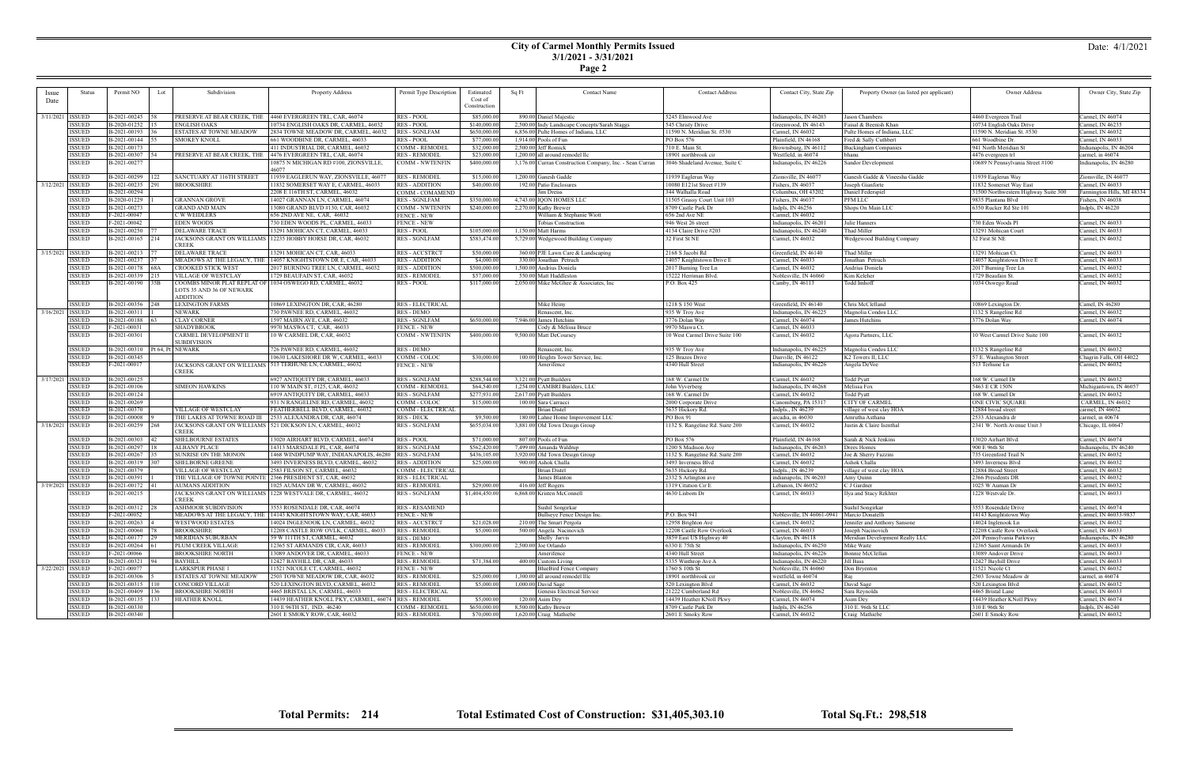# City of Carmel Monthly Permits Issued
## 3/1/2021 - 3/31/2021
### Page 2

Date: 4/1/2021

| Issue Date | Status | Permit NO | Lot | Subdivision | Property Address | Permit Type Description | Estimated Cost of Construction | Sq Ft | Contact Name | Contact Address | Contact City, State Zip | Property Owner (as listed per applicant) | Owner Address | Owner City, State Zip |
|---|---|---|---|---|---|---|---|---|---|---|---|---|---|---|
| 3/11/2021 | ISSUED | B-2021-00245 | 58 | PRESERVE AT BEAR CREEK, THE | 4460 EVERGREEN TRL, CAR, 46074 | RES - POOL | $85,000.00 | 890.00 | Daniel Majestic | 5245 Elmwood Ave | Indianapolis, IN 46203 | Jason Chambers | 4460 Evergreen Trail | Carmel, IN 46074 |
| | ISSUED | B-2020-01252 | 15 | ENGLISH OAKS | 10734 ENGLISH OAKS DR, CARMEL, 46032 | RES - POOL | $140,000.00 | 2,500.00 | Indy Landscape Concepts/Sarah Staggs | 545 Christy Drive | Greenwood, IN 46143 | Faisal & Beenish Khan | 10734 English Oaks Drive | Carmel, IN 46235 |
| | ISSUED | B-2021-00193 | 36 | ESTATES AT TOWNE MEADOW | 2834 TOWNE MEADOW DR, CARMEL, 46032 | RES - SGNLFAM | $650,000.00 | 6,856.00 | Pulte Homes of Indiana, LLC | 11590 N. Meridian St. #530 | Carmel, IN 46032 | Pulte Homes of Indiana, LLC | 11590 N. Meridian St. #530 | Carmel, IN 46032 |
| | ISSUED | B-2021-00144 | 55 | SMOKEY KNOLL | 661 WOODBINE DR, CARMEL, 46033 | RES - POOL | $77,000.00 | 1,914.00 | Pools of Fun | PO Box 576 | Plainfield, IN 46168 | Fred & Sally Cuthbert | 661 Woodbine Dr. | Carmel, IN 46033 |
| | ISSUED | B-2021-00173 | | | 411 INDUSTRIAL DR, CARMEL, 46032 | COMM - REMODEL | $32,000.00 | 2,500.00 | Jeff Romick | 710 E. Main St. | Brownsburg, IN 46112 | Buckingham Companies | 941 North Meridian St | Indianapolis, IN 46204 |
| | ISSUED | B-2021-00307 | 54 | PRESERVE AT BEAR CREEK, THE | 4476 EVERGREEN TRL, CAR, 46074 | RES - REMODEL | $23,000.00 | 1,200.00 | all around remodel llc | 18901 northbrook cir | Westfield, in 46074 | bhanu | 4476 evergreen trl | carmel, in 46074 |
| | ISSUED | B-2021-00277 | | | 10875 N MICHIGAN RD #100, ZIONSVILLE, 46077 | COMM - NWTENFIN | $400,000.00 | 3,176.00 | Curran Construction Company, Inc. - Sean Curran | 3046 Shadeland Avenue, Suite C | Indianapolis, IN 46226 | Sandor Development | 10689 N Pennsylvania Street #100 | Indianapolis, IN 46280 |
| | ISSUED | B-2021-00299 | 122 | SANCTUARY AT 116TH STREET | 11939 EAGLERUN WAY, ZIONSVILLE, 46077 | RES - REMODEL | $15,000.00 | 1,200.00 | Ganesh Gadde | 11939 Eaglerun Way | Zionsville, IN 46077 | Ganesh Gadde & Vineesha Gadde | 11939 Eaglerun Way | Zionsville, IN 46077 |
| 3/12/2021 | ISSUED | B-2021-00235 | 291 | BROOKSHIRE | 11832 SOMERSET WAY E, CARMEL, 46033 | RES - ADDITION | $40,000.00 | 192.00 | Patio Enclosures | 10080 E121st Street #139 | Fishers, IN 46037 | Joseph Gianforte | 11832 Somerset Way East | Carmel, IN 46033 |
| | ISSUED | B-2021-00294 | | | 2208 E 116TH ST, CARMEL, 46032 | COMM - COMAMEND | | | Jim Dreiss | 344 Walhalla Road | Columbus, OH 43202 | Daniel Federspiel | 31500 Northwestern Highway Suite 300 | Farmington Hills, MI 48334 |
| | ISSUED | B-2020-01229 | 1 | GRANNAN GROVE | 14027 GRANNAN LN, CARMEL, 46074 | RES - SGNLFAM | $350,000.00 | 4,743.00 | IQON HOMES LLC | 11505 Grassy Court Unit 103 | Fishers, IN 46037 | PFM LLC | 9835 Plantana Blvd | Fishers, IN 46038 |
| | ISSUED | B-2021-00273 | | GRAND AND MAIN | 13080 GRAND BLVD #130, CAR, 46032 | COMM - NWTENFIN | $240,000.00 | 2,270.00 | Kathy Brewer | 8709 Castle Park Dr | Indpls, IN 46256 | Shops On Main LLC | 6350 Rucker Rd Ste 101 | Indpls, IN 46220 |
| | ISSUED | F-2021-00047 | | C W WEIDLERS | 656 2ND AVE NE, CAR, 46032 | FENCE - NEW | | | William & Stephanie Wiott | 656 2nd Ave NE | Carmel, IN 46032 | | | |
| | ISSUED | F-2021-00042 | | EDEN WOODS | 730 EDEN WOODS PL, CARMEL, 46033 | FENCE - NEW | | | Tobias Construction | 946 West 26 street | Indianapolis, IN 46201 | Julie Hanners | 730 Eden Woods Pl | Carmel, IN 46033 |
| | ISSUED | B-2021-00250 | 77 | DELAWARE TRACE | 13291 MOHICAN CT, CARMEL, 46033 | RES - POOL | $105,000.00 | 1,150.00 | Matt Harms | 4134 Claire Drive #203 | Indianapolis, IN 46240 | Thad Miller | 13291 Mohican Court | Carmel, IN 46033 |
| | ISSUED | B-2021-00165 | 214 | JACKSONS GRANT ON WILLIAMS CREEK | 12235 HOBBY HORSE DR, CAR, 46032 | RES - SGNLFAM | $583,474.00 | 5,729.00 | Wedgewood Building Company | 32 First St NE | Carmel, IN 46032 | Wedgewood Building Company | 32 First St NE | Carmel, IN 46032 |
| 3/15/2021 | ISSUED | B-2021-00213 | 77 | DELAWARE TRACE | 13291 MOHICAN CT, CAR, 46033 | RES - ACCSTRCT | $50,000.00 | 360.00 | PJE Lawn Care & Landscaping | 2168 S Jacobi Rd | Greenfield, IN 46140 | Thad Miller | 13291 Mohican Ct. | Carmel, IN 46033 |
| | ISSUED | B-2021-00237 | 37 | MEADOWS AT THE LEGACY, THE | 14057 KNIGHTSTOWN DR E, CAR, 46033 | RES - ADDITION | $4,000.00 | 330.00 | Jonathan Petruch | 14057 Knightstown Drive E | Carmel, IN 46033 | Jonathan Petruch | 14057 Knightstown Drive E | Carmel, IN 46033 |
| | ISSUED | B-2021-00178 | 68A | CROOKED STICK WEST | 2017 BURNING TREE LN, CARMEL, 46032 | RES - ADDITION | $500,000.00 | 1,500.00 | Andrius Doniela | 2017 Burning Tree Ln | Carmel, IN 46032 | Andrius Doniela | 2017 Burning Tree Ln | Carmel, IN 46032 |
| | ISSUED | B-2021-00339 | 215 | VILLAGE OF WESTCLAY | 1729 BEAUFAIN ST, CAR, 46032 | RES - REMODEL | $57,000.00 | 550.00 | Matt Huddleston | 15222 Herriman Blvd. | Noblesville, IN 46060 | Kim Keleher | 1729 Beaufain St. | Carmel, IN 46032 |
| | ISSUED | B-2021-00190 | 35B | COOMBS MINOR PLAT REPLAT OF LOTS 35 AND 36 OF NEWARK ADDITION | 1034 OSWEGO RD, CARMEL, 46032 | RES - POOL | $117,000.00 | 2,050.00 | Mike McGhee & Associates, Inc | P.O. Box 425 | Camby, IN 46113 | Todd Imhoff | 1034 Oswego Road | Carmel, IN 46032 |
| | ISSUED | B-2021-00356 | 248 | LEXINGTON FARMS | 10869 LEXINGTON DR, CAR, 46280 | RES - ELECTRICAL | | | Mike Heiny | 1218 S 150 West | Greenfield, IN 46140 | Chris McClelland | 10869 Lexington Dr. | Camel, IN 46280 |
| 3/16/2021 | ISSUED | B-2021-00311 | 1 | NEWARK | 730 PAWNEE RD, CARMEL, 46032 | RES - DEMO | | | Renascent, Inc. | 935 W Troy Ave | Indianapolis, IN 46225 | Magnolia Condos LLC | 1132 S Rangeline Rd | Carmel, IN 46032 |
| | ISSUED | B-2021-00188 | 63 | CLAY CORNER | 1597 MAIRN AVE, CAR, 46032 | RES - SGNLFAM | $650,000.00 | 7,946.00 | James Hutchins | 3776 Dolan Way | Carmel, IN 46074 | James Hutchins | 3776 Dolan Way | Carmel, IN 46074 |
| | ISSUED | F-2021-00031 | | SHADYBROOK | 9970 MASWA CT, CAR, 46033 | FENCE - NEW | | | Cody & Melissa Bruce | 9970 Maswa Ct. | Carmel, IN 46033 | | | |
| | ISSUED | B-2021-00301 | | CARMEL DEVELOPMENT II SUBDIVISION | 10 W CARMEL DR, CAR, 46032 | COMM - NWTENFIN | $400,000.00 | 9,500.00 | Matt DeCoursey | 10 West Carmel Drive Suite 100 | Carmel, IN 46032 | Agora Partners, LLC | 10 West Carmel Drive Suite 100 | Carmel, IN 46032 |
| | ISSUED | B-2021-00310 | Pt 64, Pt | NEWARK | 726 PAWNEE RD, CARMEL, 46032 | RES - DEMO | | | Renascent, Inc. | 935 W Troy Ave | Indianapolis, IN 46225 | Magnolia Condos LLC | 1132 S Rangeline Rd | Carmel, IN 46032 |
| | ISSUED | B-2021-00345 | | | 10630 LAKESHORE DR W, CARMEL, 46033 | COMM - COLOC | $30,000.00 | 100.00 | Heights Tower Service, Inc. | 125 Brazos Drive | Danville, IN 46122 | K2 Towers II, LLC | 57 E. Washington Street | Chagrin Falls, OH 44022 |
| | ISSUED | F-2021-00017 | | JACKSONS GRANT ON WILLIAMS CREEK | 513 TERHUNE LN, CARMEL, 46032 | FENCE - NEW | | | Amerifence | 4340 Hull Street | Indianapolis, IN 46226 | Angela DeVoe | 513 Terhune Ln | Carmel, IN 46032 |
| 3/17/2021 | ISSUED | B-2021-00125 | | | 6927 ANTIQUITY DR, CARMEL, 46033 | RES - SGNLFAM | $288,544.00 | 3,121.00 | Pyatt Builders | 168 W. Carmel Dr | Carmel, IN 46032 | Todd Pyatt | 168 W. Carmel Dr | Carmel, IN 46032 |
| | ISSUED | B-2021-00106 | | SIMEON HAWKINS | 110 W MAIN ST, #125, CAR, 46032 | COMM - REMODEL | $64,540.00 | 1,254.00 | CAMBRI Builders, LLC | John Vyverberg | Indianapolis, IN 46268 | Melissa Fox | 5463 E CR 150N | Michigantown, IN 46057 |
| | ISSUED | B-2021-00124 | | | 6919 ANTIQUITY DR, CARMEL, 46033 | RES - SGNLFAM | $277,931.00 | 2,617.00 | Pyatt Builders | 168 W. Carmel Dr | Carmel, IN 46032 | Todd Pyatt | 168 W. Carmel Dr | Carmel, IN 46032 |
| | ISSUED | B-2021-00269 | | | 931 N RANGELINE RD, CARMEL, 46032 | COMM - COLOC | $15,000.00 | 100.00 | Sara Carracci | 2000 Corporate Drive | Canonsburg, PA 15317 | CITY OF CARMEL | ONE CIVIC SQUARE | CARMEL, IN 46032 |
| | ISSUED | B-2021-00370 | | VILLAGE OF WESTCLAY | FEATHERBELL BLVD, CARMEL, 46032 | COMM - ELECTRICAL | | | Brian Distel | 5635 Hickory Rd. | Indpls., IN 46239 | village of west clay HOA | 12884 broad street | carmel, IN 46032 |
| | ISSUED | B-2021-00008 | 9 | THE LAKES AT TOWNE ROAD III | 2533 ALEXANDRA DR, CAR, 46074 | RES - DECK | $9,500.00 | 180.00 | Lahne Home Improvement LLC | PO Box 91 | arcadia, in 46030 | Amrutha Asthana | 2533 Alexandra dr | carmel, in 40674 |
| 3/18/2021 | ISSUED | B-2021-00259 | 268 | JACKSONS GRANT ON WILLIAMS CREEK | 521 DICKSON LN, CARMEL, 46032 | RES - SGNLFAM | $655,034.00 | 3,881.00 | Old Town Design Group | 1132 S. Rangeline Rd. Suite 200 | Carmel, IN 46032 | Justin & Claire Isenthal | 2341 W. North Avenue Unit 3 | Chicago, IL 60647 |
| | ISSUED | B-2021-00303 | 42 | SHELBOURNE ESTATES | 13020 AIRHART BLVD, CARMEL, 46074 | RES - POOL | $71,000.00 | 807.00 | Pools of Fun | PO Box 576 | Plainfield, IN 46168 | Sarah & Nick Jenkins | 13020 Airhart Blvd. | Carmel, IN 46074 |
| | ISSUED | B-2021-00297 | 18 | ALBANY PLACE | 14313 MARSDALE PL, CAR, 46074 | RES - SGNLFAM | $562,420.00 | 7,499.00 | Amanda Waldrup | 1200 S Madison Ave | Indianapolis, IN 46225 | Drees Homes | 900 E 96th St | Indianapolis, IN 46240 |
| | ISSUED | B-2021-00267 | 35 | SUNRISE ON THE MONON | 1468 WINDPUMP WAY, INDIANAPOLIS, 46280 | RES - SGNLFAM | $436,105.00 | 3,920.00 | Old Town Design Group | 1132 S. Rangeline Rd. Suite 200 | Carmel, IN 46032 | Joe & Sherry Fazzini | 735 Greenford Trail N | Carmel, IN 46032 |
| | ISSUED | B-2021-00319 | 307 | SHELBORNE GREENE | 3493 INVERNESS BLVD, CARMEL, 46032 | RES - ADDITION | $25,000.00 | 900.00 | Ashok Challa | 3493 Inverness Blvd | Carmel, IN 46032 | Ashok Challa | 3493 Inverness Blvd | Carmel, IN 46032 |
| | ISSUED | B-2021-00379 | | VILLAGE OF WESTCLAY | 2583 FILSON ST, CARMEL, 46032 | COMM - ELECTRICAL | | | Brian Distel | 5635 Hickory Rd. | Indpls., IN 46239 | village of west clay HOA | 12884 Broad Street | Carmel, IN 46032 |
| | ISSUED | B-2021-00391 | 1 | THE VILLAGE OF TOWNE POINTE | 2366 PRESIDENT ST, CAR, 46032 | RES - ELECTRICAL | | | James Blanton | 2332 S Arlington ave | indianapolis, IN 46203 | Amy Quinn | 2366 Presidents DR | Carmel, IN 46032 |
| 3/19/2021 | ISSUED | B-2021-00172 | 41 | AUMANS ADDITION | 1025 AUMAN DR W, CARMEL, 46032 | RES - REMODEL | $29,000.00 | 416.00 | Jeff Rogers | 1319 Citation Cir E | Lebanon, IN 46052 | C J Gardner | 1025 W Auman Dr | Carmel, IN 46032 |
| | ISSUED | B-2021-00215 | | JACKSONS GRANT ON WILLIAMS CREEK | 1228 WESTVALE DR, CARMEL, 46032 | RES - SGNLFAM | $1,404,450.00 | 6,868.00 | Kristen McConnell | 4630 Lisborn Dr | Carmel, IN 46033 | Ilya and Stacy Rekhter | 1228 Westvale Dr. | Carmel, IN 46032 |
| | ISSUED | B-2021-00312 | 28 | ASHMOOR SUBDIVISION | 3553 ROSENDALE DR, CAR, 46074 | RES - RESAMEND | | | Sushil Songirkar | | | Sushil Songirkar | 3553 Rosendale Drive | Carmel, IN 46074 |
| | ISSUED | F-2021-00052 | | MEADOWS AT THE LEGACY, THE | 14143 KNIGHTSTOWN WAY, CAR, 46033 | FENCE - NEW | | | Bullseye Fence Design Inc. | P.O. Box 941 | Noblesville, IN 46061-0941 | Marcio Donatelli | 14143 Knightstown Way | Carmel, IN 46033-9837 |
| | ISSUED | B-2021-00263 | 4 | WESTWOOD ESTATES | 14024 INGLENOOK LN, CARMEL, 46032 | RES - ACCSTRCT | $21,028.00 | 210.00 | The Smart Pergola | 12958 Brighton Ave | Carmel, IN 46032 | Jennifer and Anthony Sansone | 14024 Inglenook Ln | Carmel, IN 46032 |
| | ISSUED | B-2021-00060 | 78 | BROOKSHIRE | 12208 CASTLE ROW OVLK, CARMEL, 46033 | RES - REMODEL | $5,000.00 | 500.00 | Angela Nacinovich | 12208 Castle Row Overlook | Carmel, IN 46033 | Joseph Nacinovich | 12208 Castle Row Overlook | Carmel, IN 46033 |
| | ISSUED | B-2021-00177 | 29 | MERIDIAN SUBURBAN | 59 W 111TH ST, CARMEL, 46032 | RES - DEMO | | | Shelly Jarvis | 3859 East US Highway 40 | Clayton, IN 46118 | Meridian Development Realty LLC | 201 Pennsylvania Parkway | Indianapolis, IN 46280 |
| | ISSUED | B-2021-00264 | 61 | PLUM CREEK VILLAGE | 12365 ST ARMANDS CIR, CAR, 46033 | RES - REMODEL | $300,000.00 | 2,500.00 | Joe Orlando | 6330 E 75th St | Indianapolis, IN 46250 | Mike Waite | 12365 Saint Armands Dr | Carmel, IN 46033 |
| | ISSUED | F-2021-00066 | | BROOKSHIRE NORTH | 13089 ANDOVER DR, CARMEL, 46033 | FENCE - NEW | | | Amerifence | 4340 Hull Street | Indianapolis, IN 46226 | Bonnie McClellan | 13089 Andover Drive | Carmel, IN 46033 |
| | ISSUED | B-2021-00321 | 94 | BAYHILL | 12427 BAYHILL DR, CAR, 46033 | RES - REMODEL | $71,384.00 | 400.00 | Custom Living | 5335 Winthrop Ave A | Indianapolis, IN 46220 | Jill Bass | 12427 Bayhill Drive | Carmel, IN 46033 |
| 3/22/2021 | ISSUED | F-2021-00077 | | LARKSPUR PHASE 1 | 11521 NICOLE CT, CARMEL, 46032 | FENCE - NEW | | | BlueBird Fence Company | 1760 S 10th St | Noblesville, IN 46060 | Don Bryenton | 11521 Nicole Ct | Carmel, IN 46032 |
| | ISSUED | B-2021-00306 | 5 | ESTATES AT TOWNE MEADOW | 2503 TOWNE MEADOW DR, CAR, 46032 | RES - REMODEL | $25,000.00 | 1,300.00 | all around remodel llc | 18901 northbrook cir | westfield, in 46074 | Raj | 2503 Towne Meadow dr | carmel, in 46074 |
| | ISSUED | B-2021-00315 | 110 | CONCORD VILLAGE | 520 LEXINGTON BLVD, CARMEL, 46032 | RES - REMODEL | $5,000.00 | 1,000.00 | David Sage | 520 Lexington Blvd | Carmel, IN 46032 | David Sage | 520 Lexington Blvd | Carmel, IN 46032 |
| | ISSUED | B-2021-00409 | 136 | BROOKSHIRE NORTH | 4465 BRISTAL LN, CARMEL, 46033 | RES - ELECTRICAL | | | Genesis Electrical Service | 21222 Cumberland Rd | Noblesville, IN 46062 | Sara Reynolds | 4465 Bristal Lane | Carmel, IN 46033 |
| | ISSUED | B-2021-00135 | 133 | HEATHER KNOLL | 14439 HEATHER KNOLL PKY, CARMEL, 46074 | RES - REMODEL | $5,000.00 | 120.00 | Asim Dey | 14439 Heather KNoll Pkwy | Carmel, IN 46074 | Asim Dey | 14439 Heather KNoll Pkwy | Carmel, IN 46074 |
| | ISSUED | B-2021-00330 | | | 310 E 96TH ST, IND, 46240 | COMM - REMODEL | $650,000.00 | 8,500.00 | Kathy Brewer | 8709 Castle Park Dr | Indpls, IN 46256 | 310 E. 96th St LLC | 310 E 96th St | Indpls, IN 46240 |
| | ISSUED | B-2021-00340 | | | 2601 E SMOKY ROW, CAR, 46032 | RES - REMODEL | $70,000.00 | 1,620.00 | Craig Mathiebe | 2601 E Smoky Row | Carmel, IN 46032 | Craig Mathiebe | 2601 E Smoky Row | Carmel, IN 46032 |

**Total Permits: 214** | **Total Estimated Cost of Construction: $31,405,303.10** | **Total Sq.Ft.: 298,518**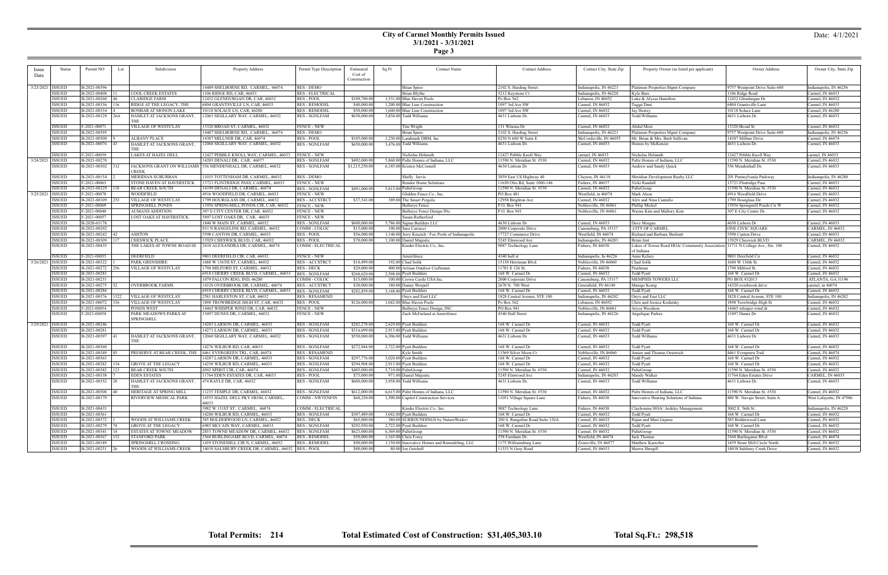# City of Carmel Monthly Permits Issued
## 3/1/2021 - 3/31/2021

Date: 4/1/2021

| Issue Date | Status | Permit NO | Lot | Subdivision | Property Address | Permit Type Description | Estimated Cost of Construction | Sq Ft | Contact Name | Contact Address | Contact City, State Zip | Property Owner (as listed per applicant) | Owner Address | Owner City, State Zip |
|---|---|---|---|---|---|---|---|---|---|---|---|---|---|---|
| 3/23/2021 | ISSUED | B-2021-00396 | | | 14409 SHELBORNE RD, CARMEL, 46074 | RES - DEMO | | | Brian Speer | 2102 S. Harding Street | Indianapolis, IN 46221 | Platinum Properties Mgmt Company | 9757 Westpoint Drive Suite 600 | Indianapolis, IN 46256 |
| | ISSUED | B-2021-00408 | 11 | COOL CREEK ESTATES | 1106 RIDGE RD, CAR, 46033 | RES - ELECTRICAL | | | Brian Blythe | 5212 Keystone Ct | Indianapolis, IN 46220 | Kyle Bare | 1106 Ridge Road | Carmel, IN 46033 |
| | ISSUED | B-2021-00260 | 46 | CLARIDGE FARM | 12432 GLENDURGAN DR, CAR, 46032 | RES - POOL | $109,700.00 | 1,531.00 | Blue Haven Pools | Po Box 562 | Lebanon, IN 46052 | Luke & Alyssa Hamilton | 12432 Glendurgan Dr | Carmel, IN 46032 |
| | ISSUED | B-2021-00336 | 116 | RIDGE AT THE LEGACY, THE | 6804 GRANTSVILLE LN, CAR, 46033 | RES - REMODEL | $40,000.00 | 1,200.00 | Blue Line Construction | 1097 3rd Ave SW | Carmel, IN 46032 | Tugga Dani | 6804 Grantsville Lane | Carmel, IN 46033 |
| | ISSUED | B-2021-00334 | 4 | BONBAR AT MOONON LAKE | 10118 SOLACE LN, CAR, 46280 | RES - REMODEL | $50,000.00 | 1,600.00 | Blue Line Construction | 1097 3rd Ave SW | Carmel, IN 46032 | Jay Honey | 10118 Solace Lane | Carmel, IN 46280 |
| | ISSUED | B-2021-00129 | 26A | HAMLET AT JACKSONS GRANT, THE | 12063 SIGLLARY WAY, CARMEL, 46032 | RES - SGNLFAM | $650,000.00 | 3,854.00 | Todd Williams | 4631 Lisborn Dr. | Carmel, IN 46033 | Todd Williams | 4631 Lisborn Dr. | Carmel, IN 46033 |
| | ISSUED | F-2021-00071 | | VILLAGE OF WESTCLAY | 13320 BROAD ST, CARMEL, 46032 | FENCE - NEW | | | Tim Wright | 131 Winona Dr | Carmel, IN 46032 | Abdul Moiz | 13320 Broad St | Carmel, IN 46032 |
| | ISSUED | B-2021-00395 | | | 14407 SHELBORNE RD, CARMEL, 46074 | RES - DEMO | | | Brian Speer | 2102 S. Harding Street | Indianapolis, IN 46221 | Platinum Properties Mgmt Company | 9757 Westpoint Drive Suite 600 | Indianapolis, IN 46256 |
| | ISSUED | B-2021-00300 | 9 | ALBANY PLACE | 14307 MILLNER DR, CAR, 46074 | RES - POOL | $105,000.00 | 1,250.00 | Landmark DBM, Inc | 8250 N 600 W Suite E | McCordsville, IN 46055 | Mr. Brian & Mrs. Barb Sullivan | 14307 Millner Drive | Carmel, IN 46074 |
| | ISSUED | B-2021-00076 | 45 | HAMLET AT JACKSONS GRANT, THE | 12068 SIGLLARY WAY, CARMEL, 46032 | RES - SGNLFAM | $650,000.00 | 3,476.00 | Todd Williams | 4631 Lisborn Dr. | Carmel, IN 46033 | Homes by McKenzie | 4631 Lisborn Dr. | Carmel, IN 46033 |
| | ISSUED | F-2021-00059 | | LAKES AT HAZEL DELL | 12427 PEBBLE KNOLL WAY, CARMEL, 46033 | FENCE - NEW | | | Nicholas Helmuth | 12427 Pebble Knoll Way | carmel, IN 46033 | Nicholas Helmuth | 12427 Pebble Knoll Way | carmel, IN 46033 |
| 3/24/2021 | ISSUED | B-2021-00270 | | | 14203 DENALI DR, CAR, 46077 | RES - SGNLFAM | $492,000.00 | 5,860.00 | Pulte Homes of Indiana, LLC | 11590 N. Meridian St. #530 | Carmel, IN 46032 | Pulte Homes of Indiana, LLC | 11590 N. Meridian St. #530 | Carmel, IN 46032 |
| | ISSUED | B-2021-00302 | 312 | JACKSONS GRANT ON WILLIAMS CREEK | 556 MENDENHALL DR, CARMEL, 46032 | RES - SGNLFAM | $1,215,250.00 | 6,185.00 | Kristen McConnell | 4630 Lisborn Dr | Carmel, IN 46033 | Andrew and Sandy Quick | 556 Mendenhall Dr. | Carmel, IN 46033 |
| | ISSUED | B-2021-00154 | 2 | MERIDIAN SUBURBAN | 11055 TOTTENHAM DR, CARMEL, 46032 | RES - DEMO | | | Shelly Jarvis | 3859 East US Highway 40 | Clayton, IN 46118 | Meridian Development Realty LLC | 201 Pennsylvania Parkway | Indianapolis, IN 46280 |
| | ISSUED | F-2021-00063 | | STONE HAVEN AT HAVERSTICK | 13721 FLINTRIDGE PASS, CARMEL, 46033 | FENCE - NEW | | | Rendor Home Solutions | 11650 Olio Rd, Suite 1000-146 | Fishers, IN 46037 | Vicki Randall | 13721 Flintridge Pass | Carmel, IN 46033 |
| | ISSUED | B-2021-00329 | 110 | BEAR CREEK SOUTH | 14199 DENALI DR, CARMEL, 46074 | RES - SGNLFAM | $491,000.00 | 5,815.00 | PulteGroup | 11590 N. Meridian St. #530 | Carmel, IN 46032 | PulteGroup | 11590 N. Meridian St. #530 | Carmel, IN 46032 |
| 3/25/2021 | ISSUED | F-2021-00078 | | WOODFIELD | 4916 WOODFIELD DR, CARMEL, 46033 | FENCE - NEW | | | Glidden Fence Co., Inc. | PO Box 481 | Westfield, in 46074 | Mark Alson | 4916 Woodfield Drive | Carmel, IN 46033 |
| | ISSUED | B-2021-00109 | 253 | VILLAGE OF WESTCLAY | 1799 HOURGLASS DR, CARMEL, 46032 | RES - ACCSTRCT | $37,543.00 | 389.00 | The Smart Pergola | 12958 Brighton Ave | Carmel, IN 46032 | Alex and Nina Cantafio | 1799 Hourglass Dr | Carmel, IN 46032 |
| | ISSUED | F-2021-00069 | | SPRINGMILL PONDS | 13956 SPRINGMILL PONDS CIR, CARMEL, 46032 | FENCE - NEW | | | Bullseye Fence | P.O. Box 941 | Noblesville, IN 46061 | Phillip Mickel | 13956 Springmill Ponds Cir W | Carmel, IN 46032 |
| | ISSUED | F-2021-00048 | | AUMANS ADDITION | 307 E CITY CENTER DR, CAR, 46032 | FENCE - NEW | | | Bullseye Fence Design INc. | P.O. Box 941 | Noblesville, IN 46061 | Wayne Kim and Mallory Kim | 307 E City Center Dr. | Carmel, IN 46032 |
| | ISSUED | F-2021-00057 | | LOST OAKS AT HAVERSTICK | 5897 LOST OAKS DR, CAR, 46033 | FENCE - NEW | | | Susan Rutherford | | | | | |
| | ISSUED | B-2020-01178 | | | 1840 W MAIN ST, CARMEL, 46032 | RES - SGNLFAM | $600,000.00 | 5,786.00 | Sigma Builders LLC | 4630 Lisborn Dr | Carmel, IN 46033 | Dave Morgan | 4630 Lisborn Dr | Carmel, IN 46033 |
| | ISSUED | B-2021-00292 | | | 931 N RANGELINE RD, CARMEL, 46032 | COMM - COLOC | $15,000.00 | 100.00 | Sara Carracci | 2000 Corporate Drive | Canonsburg, PA 15317 | CITY OF CARMEL | ONE CIVIC SQUARE | CARMEL, IN 46032 |
| | ISSUED | B-2021-00242 | 42 | ASHTON | 5598 CANTON DR, CARMEL, 46033 | RES - POOL | $56,000.00 | 1,144.00 | Jerry Knutch / Fox Pools of Indianapolis | 17727 Commerce Drive | Westfield, IN 46074 | Richard and Barbara Shelnutt | 5598 Canton Drive | Carmel, IN 46033 |
| | ISSUED | B-2021-00309 | 117 | CHESWICK PLACE | 13929 CHESWICK BLVD, CAR, 46032 | RES - POOL | $70,000.00 | 1,100.00 | Daniel Majestic | 5245 Elmwood Ave | Indianapolis, IN 46203 | Brian Jent | 13929 Cheswick BLVD | CARMEL, IN 46032 |
| | ISSUED | B-2021-00435 | | THE LAKES AT TOWNE ROAD III | 2418 ALEXANDRA DR, CARMEL, 46074 | COMM - ELECTRICAL | | | Kinder Electric Co., Inc. | 9087 Technology Lane | Fishers, IN 46038 | Lakes of Towne Road HOA/ Community Association of Indiana | 11711 N College Ave., Ste. 100 | Carmel, IN 46032 |
| | ISSUED | F-2021-00055 | | DEERFIELD | 9803 DEERFIELD CIR, CAR, 46032 | FENCE - NEW | | | Ameriftence | 4340 hull st | Indianapolis, IN 46226 | Anne Kelsey | 9803 Deerfield Cir | Carmel, IN 46032 |
| 3/26/2021 | ISSUED | B-2021-00322 | 1 | PARK GRENSHIRE | 1680 W 136TH ST, CARMEL, 46032 | RES - ACCSTRCT | $10,499.00 | 192.00 | Chad Solik | 15150 Herriman Blvd. | Noblesville, IN 46060 | Chad Solik | 1680 W 136th St. | Carmel, IN 46032 |
| | ISSUED | B-2021-00272 | 256 | VILLAGE OF WESTCLAY | 1790 MILFORD ST, CARMEL, 46032 | RES - DECK | $20,000.00 | 400.00 | Artisan Outdoor Craftsman | 11701 E 126 St. | Fishers, IN 46038 | Pearlman | 1790 Milford St. | Carmel, IN 46032 |
| | ISSUED | B-2021-00283 | | | 6918 CHERRY CREEK BLVD, CARMEL, 46033 | RES - SGNLFAM | $268,620.00 | 2,598.00 | Pyatt Builders | 168 W. Carmel Dr | Carmel, IN 46032 | Todd Pyatt | 168 W. Carmel Dr | Carmel, IN 46032 |
| | ISSUED | B-2021-00231 | | | 1079 FALCON RDG, IND, 46280 | COMM - COLOC | $15,000.00 | 100.00 | Crown Castle USA Inc. | 2000 Corporate Drive | Canonsburg, PA 15317 | MEMPHIS TOWERS LLC | PO BOX 932013 | ATLANTA, GA 31196 |
| | ISSUED | B-2021-00275 | 52 | OVERBROOK FARMS | 14320 OVERBROOK DR, CARMEL, 46074 | RES - ACCSTRCT | $30,000.00 | 180.00 | Danny Worpell | 2670 N. 700 West | Greenfield, IN 46140 | Manige Konig | 14320 overbrook drive | carmel, in 46074 |
| | ISSUED | B-2021-00284 | | | 6910 CHERRY CREEK BLVD, CARMEL, 46033 | RES - SGNLFAM | $282,859.00 | 3,148.00 | Pyatt Builders | 168 W. Carmel Dr | Carmel, IN 46032 | Todd Pyatt | 168 W. Carmel Dr | Carmel, IN 46032 |
| | ISSUED | B-2021-00376 | 1322 | VILLAGE OF WESTCLAY | 2581 HARLESTON ST, CAR, 46032 | RES - RESAMEND | | | Onyx and East LLC | 1828 Central Avenue, STE 100 | Indianapolis, IN 46202 | Onyx and East LLC | 1828 Central Avenue, STE 100 | Indianapolis, IN 46202 |
| | ISSUED | B-2021-00072 | 336 | VILLAGE OF WESTCLAY | 1898 TROWBRIDGE HIGH ST, CAR, 46032 | RES - POOL | $126,000.00 | 1,042.00 | Blue Haven Pools | Po Box 562 | Lebanon, IN 46052 | Chris and Jessica Kodatsky | 1898 Trowbridge High St | Carmel, IN 46032 |
| | ISSUED | F-2021-00054 | | PONDS WEST | 14465 WHISPER WIND DR, CAR, 46032 | FENCE - NEW | | | Bullseye Fence Design, INC | PO Box 941 | Noblesville, IN 46061 | Aryca Woodson | 14465 whisper wind dr | Carmel, IN 46032 |
| | ISSUED | F-2021-00058 | | PARK MEADOWS PARKS AT SPRINGMILL | 13497 DUNES DR, CARMEL, 46032 | FENCE - NEW | | | Zach McFarland at Ameriftence | 4340 Hull Street | Indianapolis, IN 46226 | Angelique Parkes | 13497 Dunes Dr | Carmel, IN 46032 |
| 3/29/2021 | ISSUED | B-2021-00246 | | | 14283 LARSON DR, CARMEL, 46033 | RES - SGNLFAM | $282,278.00 | 2,629.00 | Pyatt Builders | 168 W. Carmel Dr | Carmel, IN 46032 | Todd Pyatt | 168 W. Carmel Dr | Carmel, IN 46032 |
| | ISSUED | B-2021-00281 | | | 14271 LARSON DR, CARMEL, 46033 | RES - SGNLFAM | $316,699.00 | 2,913.00 | Pyatt Builders | 168 W. Carmel Dr | Carmel, IN 46032 | Todd Pyatt | 168 W. Carmel Dr | Carmel, IN 46032 |
| | ISSUED | B-2021-00397 | 41 | HAMLET AT JACKSONS GRANT, THE | 12060 SIGLLARY WAY, CARMEL, 46032 | RES - SGNLFAM | $550,000.00 | 6,306.00 | Todd Williams | 4631 Lisborn Dr. | Carmel, IN 46033 | Todd Williams | 4631 Lisborn Dr. | Carmel, IN 46033 |
| | ISSUED | B-2021-00360 | | | 14276 WILBUR RD, CAR, 46033 | RES - SGNLFAM | $272,944.00 | 2,722.00 | Pyatt Builders | 168 W. Carmel Dr | Carmel, IN 46032 | Todd Pyatt | 168 W. Carmel Dr | Carmel, IN 46032 |
| | ISSUED | B-2021-00349 | 85 | PRESERVE AT BEAR CREEK, THE | 4461 EVERGREEN TRL, CAR, 46074 | RES - RESAMEND | | | Kyle Smith | 11569 Silver Moon Ct | Noblesville, IN 46060 | Amiee and Thomas Oestreich | 4461 Evergreen Trail | Carmel, IN 46074 |
| | ISSUED | B-2021-00363 | | | 14287 LARSON DR, CARMEL, 46033 | RES - SGNLFAM | $297,776.00 | 3,020.00 | Pyatt Builders | 168 W. Carmel Dr | Carmel, IN 46032 | Todd Pyatt | 168 W. Carmel Dr | Carmel, IN 46032 |
| | ISSUED | B-2021-00282 | 154 | GROVE AT THE LEGACY | 14258 WILBUR RD, CARMEL, 46033 | RES - SGNLFAM | $294,908.00 | 2,913.00 | Pyatt Builders | 168 W. Carmel Dr | Carmel, IN 46032 | Todd Pyatt | 168 W. Carmel Dr | Carmel, IN 46032 |
| | ISSUED | B-2021-00382 | 123 | BEAR CREEK SOUTH | 4502 SPIRIT CIR, CAR, 46074 | RES - SGNLFAM | $485,000.00 | 5,710.00 | PulteGroup | 11590 N. Meridian St. #530 | Carmel, IN 46032 | PulteGroup | 11590 N. Meridian St. #530 | Carmel, IN 46032 |
| | ISSUED | B-2021-00338 | 7 | EDEN ESTATES | 11764 EDEN ESTATES DR, CAR, 46033 | RES - POOL | $75,000.00 | 971.00 | Daniel Majestic | 5245 Elmwood Ave | Indianapolis, IN 46203 | Mandy Walker | 11764 Eden Estates Drive | CARMEL, IN 46033 |
| | ISSUED | B-2021-00352 | 28 | HAMLET AT JACKSONS GRANT, THE | 474 RAYLE DR, CAR, 46032 | RES - SGNLFAM | $650,000.00 | 3,958.00 | Todd Williams | 4631 Lisborn Dr. | Carmel, IN 46033 | Todd Williams | 4631 Lisborn Dr. | Carmel, IN 46033 |
| | ISSUED | B-2021-00308 | 40 | HERITAGE AT SPRING MILL | 11235 TEMPLE DR, CARMEL, 46032 | RES - SGNLFAM | $612,000.00 | 6,615.00 | Pulte Homes of Indiana, LLC | 11590 N. Meridian St. #530 | Carmel, IN 46032 | Pulte Homes of Indiana, LLC | 11590 N. Meridian St. #530 | Carmel, IN 46032 |
| | ISSUED | B-2021-00179 | | RIVERVIEW MEDICAL PARK | 14555 HAZEL DELL PKY #B100, CARMEL, 46033 | COMM - NWTENFIN | $68,250.00 | 1,590.00 | Capitol Construction Services | 11051 Village Square Lane | Fishers, IN 46038 | Innovative Hearing Solutions of Indiana | 480 W. Navajo Street, Suite A | West Lafayette, IN 47906 |
| | ISSUED | B-2021-00433 | | | 3982 W 131ST ST, CARMEL, 46074 | COMM - ELECTRICAL | | | Kinder Electric Co., Inc. | 9087 Technology Lane | Fishers, IN 46038 | Clayboume HOA/ Ardsley Management | 3002 E. 56th St. | Indianapolis, IN 46220 |
| | ISSUED | B-2021-00361 | | | 14280 WILBUR RD, CARMEL, 46033 | RES - SGNLFAM | $307,489.00 | 3,042.00 | Pyatt Builders | 168 W. Carmel Dr | Carmel, IN 46032 | Todd Pyatt | 168 W. Carmel Dr | Carmel, IN 46032 |
| | ISSUED | B-2021-00372 | 1 | WOODS AT WILLIAMS CREEK | 585 BOLDERWOOD LN, CARMEL, 46032 | RES - DECK | $65,000.00 | 380.00 | SURROUNDINGS by NatureWorks+ | 200 S. Rangeline Road Suite 120A | Carmel, IN 46032 | Rajan and Mini Gajaria | 585 Bolderwood Lane | Carmel, IN 46032 |
| | ISSUED | B-2021-00279 | 74 | GROVE AT THE LEGACY | 6985 MCCAIN WAY, CARMEL, 46033 | RES - SGNLFAM | $292,950.00 | 2,722.00 | Pyatt Builders | 168 W. Carmel Dr | Carmel, IN 46032 | Todd Pyatt | 168 W. Carmel Dr | Carmel, IN 46032 |
| | ISSUED | B-2021-00341 | 14 | ESTATES AT TOWNE MEADOW | 2853 TOWNE MEADOW DR, CARMEL, 46032 | RES - SGNLFAM | $623,000.00 | 6,369.00 | PulteGroup | 11590 N. Meridian St. #530 | Carmel, IN 46032 | PulteGroup | 11590 N. Meridian St. #530 | Carmel, IN 46032 |
| | ISSUED | B-2021-00367 | 152 | STANFORD PARK | 3360 BURLINGAME BLVD, CARMEL, 46074 | RES - REMODEL | $50,000.00 | 1,165.00 | Chris Forey | 558 Farnham Dr. | Westfield, IN 46074 | Jack Thomas | 3360 Burlingame Blvd | Carmel, IN 46074 |
| | ISSUED | B-2021-00189 | | SPRINGMILL CROSSING | 1459 STONEMILL CIR N, CARMEL, 46032 | RES - REMODEL | $90,000.00 | 1,150.00 | Innovative Homes and Remodeling, LLC | 1175 Williamsburg Lane | Zionsville, IN 46077 | Matthew Kaercher | 1459 Stone Mill Circle North | Carmel, IN 46032 |
| | ISSUED | B-2021-00251 | 26 | WOODS AT WILLIAMS CREEK | 14038 SALSBURY CREEK DR, CARMEL, 46032 | RES - POOL | $80,000.00 | 80.00 | Joe Getchell | 11333 N Gray Road | Carmel, IN 46033 | Shawn Shergill | 14038 Salsbury Creek Drive | Carmel, IN 46032 |

**Total Permits: 214** **Total Estimated Cost of Construction: $31,405,303.10** **Total Sq.Ft.: 298,518**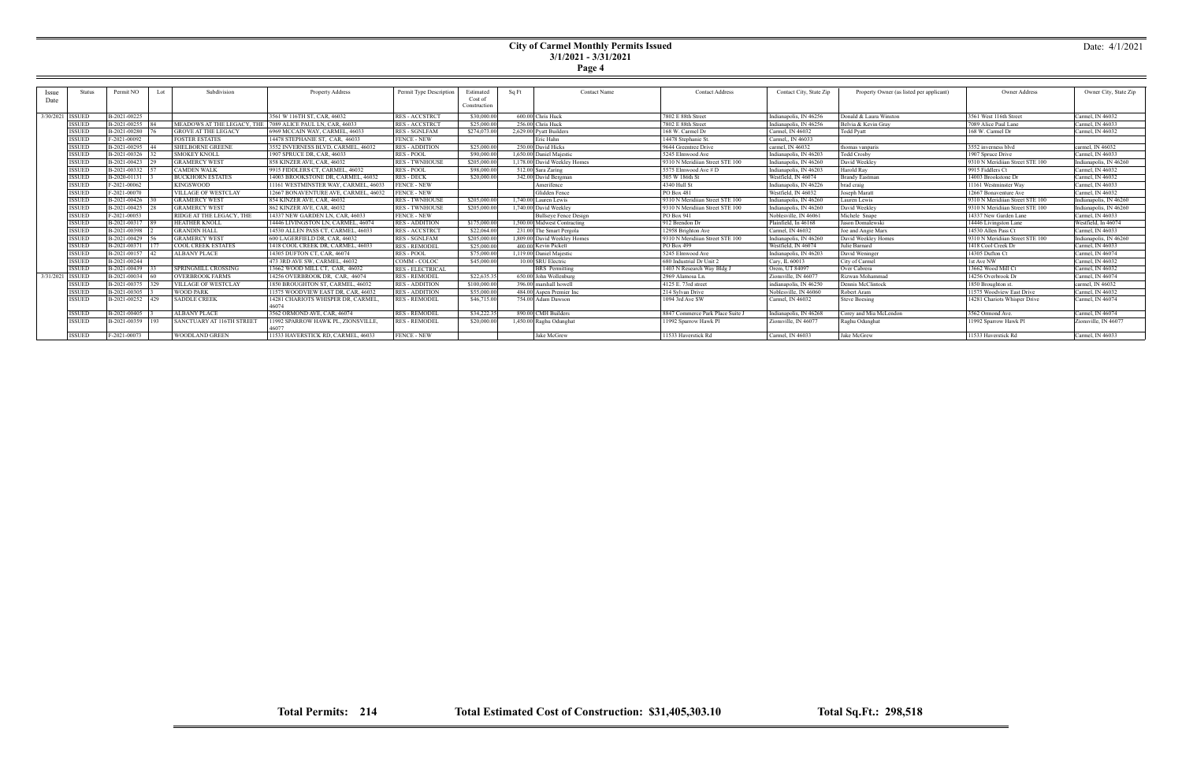# City of Carmel Monthly Permits Issued
## 3/1/2021 - 3/31/2021
### Page 4

Date: 4/1/2021

| Issue Date | Status | Permit NO | Lot | Subdivision | Property Address | Permit Type Description | Estimated Cost of Construction | Sq Ft | Contact Name | Contact Address | Contact City, State Zip | Property Owner (as listed per applicant) | Owner Address | Owner City, State Zip |
|---|---|---|---|---|---|---|---|---|---|---|---|---|---|---|
| 3/30/2021 | ISSUED | B-2021-00225 | | | 3561 W 116TH ST, CAR, 46032 | RES - ACCSTRCT | $30,000.00 | 600.00 | Chris Huck | 7802 E 88th Street | Indianapolis, IN 46256 | Donald & Laura Winston | 3561 West 116th Street | Carmel, IN 46032 |
| | ISSUED | B-2021-00255 | 84 | MEADOWS AT THE LEGACY, THE | 7089 ALICE PAUL LN, CAR, 46033 | RES - ACCSTRCT | $25,000.00 | 256.00 | Chris Huck | 7802 E 88th Street | Indianapolis, IN 46256 | Belvia & Kevin Gray | 7089 Alice Paul Lane | Carmel, IN 46033 |
| | ISSUED | B-2021-00280 | 76 | GROVE AT THE LEGACY | 6969 MCCAIN WAY, CARMEL, 46033 | RES - SGNLFAM | $274,073.00 | 2,629.00 | Pyatt Builders | 168 W. Carmel Dr | Carmel, IN 46032 | Todd Pyatt | 168 W. Carmel Dr | Carmel, IN 46032 |
| | ISSUED | F-2021-00092 | | FOSTER ESTATES | 14478 STEPHANIE ST, CAR, 46033 | FENCE - NEW | | | Eric Hahn | 14478 Stephanie St. | Carmel,, IN 46033 | | | |
| | ISSUED | B-2021-00295 | 44 | SHELBORNE GREENE | 3552 INVERNESS BLVD, CARMEL, 46032 | RES - ADDITION | $25,000.00 | 250.00 | David Hicks | 9644 Greentree Drive | carmel, IN 46032 | thomas vanparis | 3552 inverness blvd | carmel, IN 46032 |
| | ISSUED | B-2021-00326 | 32 | SMOKEY KNOLL | 1907 SPRUCE DR, CAR, 46033 | RES - POOL | $90,000.00 | 1,650.00 | Daniel Majestic | 5245 Elmwood Ave | Indianapolis, IN 46203 | Todd Crosby | 1907 Spruce Drive | Carmel, IN 46033 |
| | ISSUED | B-2021-00423 | 29 | GRAMERCY WEST | 858 KINZER AVE, CAR, 46032 | RES - TWNHOUSE | $205,000.00 | 1,178.00 | David Weekley Homes | 9310 N Meridian Street STE 100 | Indianapolis, IN 46260 | David Weekley | 9310 N Meridian Street STE 100 | Indianapolis, IN 46260 |
| | ISSUED | B-2021-00332 | 57 | CAMDEN WALK | 9915 FIDDLERS CT, CARMEL, 46032 | RES - POOL | $98,000.00 | 512.00 | Sara Zaring | 5575 Elmwood Ave # D | Indianapolis, IN 46203 | Harold Ray | 9915 Fiddlers Ct | Carmel, IN 46032 |
| | ISSUED | B-2020-01131 | 3 | BUCKHORN ESTATES | 14003 BROOKSTONE DR, CARMEL, 46032 | RES - DECK | $20,000.00 | 342.00 | David Bergman | 305 W 186th St | Westfield, IN 46074 | Brandy Eastman | 14003 Brookstone Dr | Carmel, IN 46032 |
| | ISSUED | F-2021-00062 | | KINGSWOOD | 11161 WESTMINSTER WAY, CARMEL, 46033 | FENCE - NEW | | | Amerifence | 4340 Hull St | Indianapolis, IN 46226 | brad craig | 11161 Westminster Way | Carmel, IN 46033 |
| | ISSUED | F-2021-00070 | | VILLAGE OF WESTCLAY | 12667 BONAVENTURE AVE, CARMEL, 46032 | FENCE - NEW | | | Glidden Fence | PO Box 481 | Westfield, IN 46032 | Joseph Maratt | 12667 Bonaventure Ave | Carmel, IN 46032 |
| | ISSUED | B-2021-00426 | 30 | GRAMERCY WEST | 854 KINZER AVE, CAR, 46032 | RES - TWNHOUSE | $205,000.00 | 1,740.00 | Lauren Lewis | 9310 N Meridian Street STE 100 | Indianapolis, IN 46260 | Lauren Lewis | 9310 N Meridian Street STE 100 | Indianapolis, IN 46260 |
| | ISSUED | B-2021-00425 | 28 | GRAMERCY WEST | 862 KINZER AVE, CAR, 46032 | RES - TWNHOUSE | $205,000.00 | 1,740.00 | David Weekley | 9310 N Meridian Street STE 100 | Indianapolis, IN 46260 | David Weekley | 9310 N Meridian Street STE 100 | Indianapolis, IN 46260 |
| | ISSUED | F-2021-00053 | | RIDGE AT THE LEGACY, THE | 14337 NEW GARDEN LN, CAR, 46033 | FENCE - NEW | | | Bullseye Fence Design | PO Box 941 | Noblesville, IN 46061 | Michele Snape | 14337 New Garden Lane | Carmel, IN 46033 |
| | ISSUED | B-2021-00317 | 89 | HEATHER KNOLL | 14446 LIVINGSTON LN, CARMEL, 46074 | RES - ADDITION | $175,000.00 | 1,500.00 | Midwest Contracting | 912 Brendon Dr | Plainfield, In 46168 | Jason Domalewski | 14446 Livingston Lane | Westfield, In 46074 |
| | ISSUED | B-2021-00398 | 2 | GRANDIN HALL | 14530 ALLEN PASS CT, CARMEL, 46033 | RES - ACCSTRCT | $22,064.00 | 231.00 | The Smart Pergola | 12958 Brighton Ave | Carmel, IN 46032 | Joe and Angie Marx | 14530 Allen Pass Ct | Carmel, IN 46033 |
| | ISSUED | B-2021-00429 | 56 | GRAMERCY WEST | 600 LAGERFIELD DR, CAR, 46032 | RES - SGNLFAM | $205,000.00 | 1,809.00 | David Weekley Homes | 9310 N Meridian Street STE 100 | Indianapolis, IN 46260 | David Weekley Homes | 9310 N Meridian Street STE 100 | Indianapolis, IN 46260 |
| | ISSUED | B-2021-00371 | 177 | COOL CREEK ESTATES | 1418 COOL CREEK DR, CARMEL, 46033 | RES - REMODEL | $25,000.00 | 400.00 | Kevin Pickett | PO Box 499 | Westfield, IN 46074 | Julie Barnard | 1418 Cool Creek Dr | Carmel, IN 46033 |
| | ISSUED | B-2021-00157 | 42 | ALBANY PLACE | 14305 DUFTON CT, CAR, 46074 | RES - POOL | $75,000.00 | 1,119.00 | Daniel Majestic | 5245 Elmwood Ave | Indianapolis, IN 46203 | David Weninger | 14305 Dufton Ct | Carmel, IN 46074 |
| | ISSUED | B-2021-00244 | | | 473 3RD AVE SW, CARMEL, 46032 | COMM - COLOC | $45,000.00 | 10.00 | SRU Electric | 680 Industrial Dr Unit 2 | Cary, IL 60013 | City of Carmel | 1st Ave NW | Carmel, IN 46032 |
| | ISSUED | B-2021-00439 | 33 | SPRINGMILL CROSSING | 13662 WOOD MILL CT, CAR, 46032 | RES - ELECTRICAL | | | BRS Permitting | 1403 N Research Way Bldg J | Orem, UT 84097 | Over Cabrera | 13662 Wood Mill Ct | Carmel, IN 46032 |
| 3/31/2021 | ISSUED | B-2021-00034 | 60 | OVERBROOK FARMS | 14256 OVERBROOK DR, CAR, 46074 | RES - REMODEL | $22,635.35 | 650.00 | John Wollenburg | 2969 Alamosa Ln. | Zionsville, IN 46077 | Rizwan Mohammad | 14256 Overbrook Dr | Carmel, IN 46074 |
| | ISSUED | B-2021-00375 | 329 | VILLAGE OF WESTCLAY | 1850 BROUGHTON ST, CARMEL, 46032 | RES - ADDITION | $100,000.00 | 396.00 | marshall howell | 4125 E. 73rd street | indianapolis, IN 46250 | Dennis McClintock | 1850 Broughton st. | carmel, IN 46032 |
| | ISSUED | B-2021-00305 | 3 | WOOD PARK | 11575 WOODVIEW EAST DR, CAR, 46032 | RES - ADDITION | $55,000.00 | 484.00 | Aspen Premier Inc | 214 Sylvan Drive | Noblesville, IN 46060 | Robert Aram | 11575 Woodview East Drive | Carmel, IN 46032 |
| | ISSUED | B-2021-00252 | 429 | SADDLE CREEK | 14281 CHARIOTS WHISPER DR, CARMEL, 46074 | RES - REMODEL | $46,715.00 | 754.00 | Adam Dawson | 1094 3rd Ave SW | Carmel, IN 46032 | Steve Boesing | 14281 Chariots Whisper Drive | Carmel, IN 46074 |
| | ISSUED | B-2021-00405 | 3 | ALBANY PLACE | 3562 ORMOND AVE, CAR, 46074 | RES - REMODEL | $34,222.35 | 890.00 | CMH Builders | 8847 Commerce Park Place Suite J | Indianapolis, IN 46268 | Corey and Mia McLendon | 3562 Ormond Ave. | Carmel, IN 46074 |
| | ISSUED | B-2021-00359 | 193 | SANCTUARY AT 116TH STREET | 11992 SPARROW HAWK PL, ZIONSVILLE, 46077 | RES - REMODEL | $20,000.00 | 1,450.00 | Raghu Odunghat | 11992 Sparrow Hawk Pl | Zionsville, IN 46077 | Raghu Odunghat | 11992 Sparrow Hawk Pl | Zionsville, IN 46077 |
| | ISSUED | F-2021-00073 | | WOODLAND GREEN | 11533 HAVERSTICK RD, CARMEL, 46033 | FENCE - NEW | | | Jake McGrew | 11533 Haverstick Rd | Carmel, IN 46033 | Jake McGrew | 11533 Haverstick Rd | Carmel, IN 46033 |

**Total Permits: 214** **Total Estimated Cost of Construction: $31,405,303.10** **Total Sq.Ft.: 298,518**